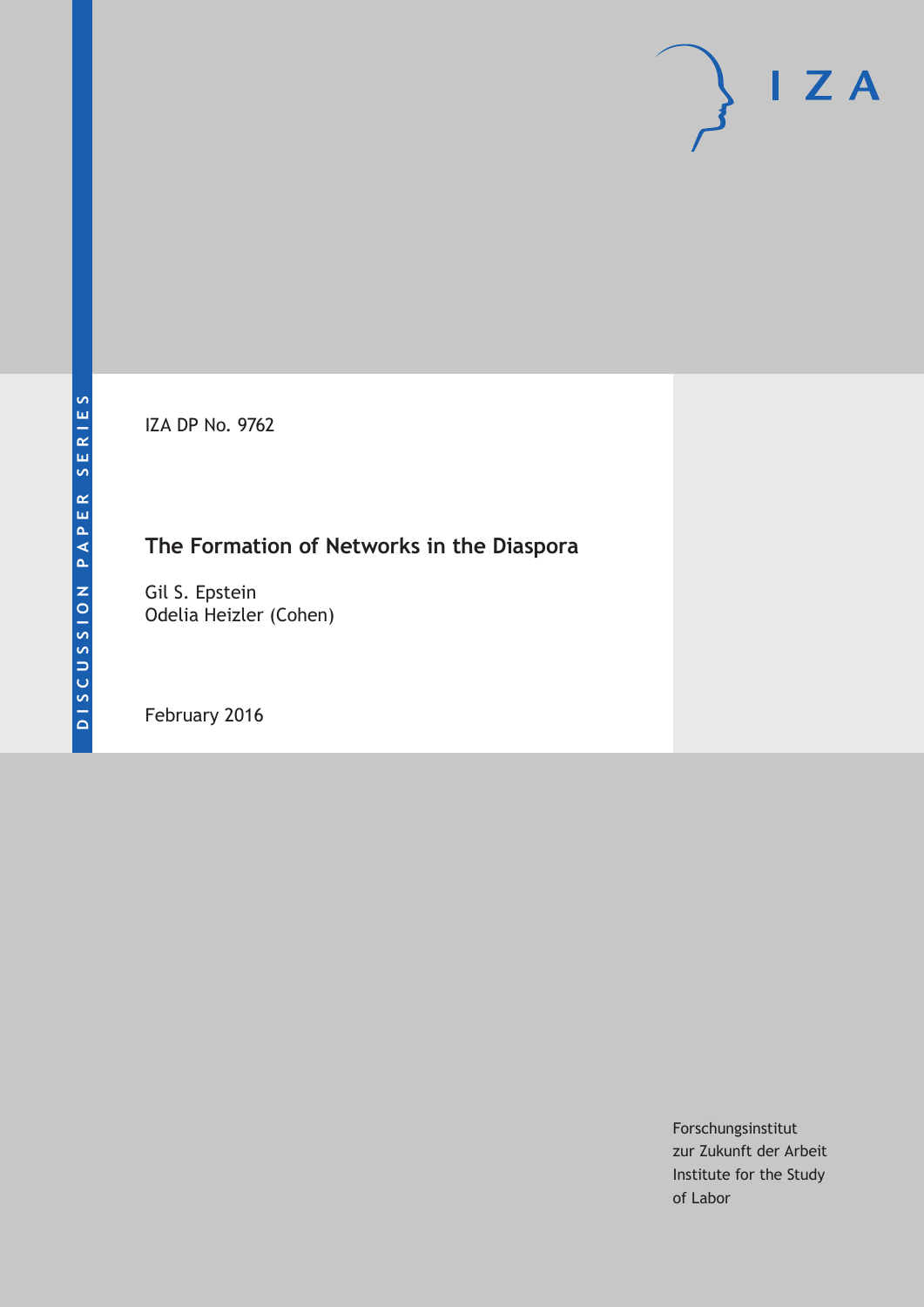DISCUSSION PAPER SERIES

IZA DP No. 9762

# The Formation of Networks in the Diaspora

Gil S. Epstein
Odelia Heizler (Cohen)

February 2016

Forschungsinstitut
zur Zukunft der Arbeit
Institute for the Study
of Labor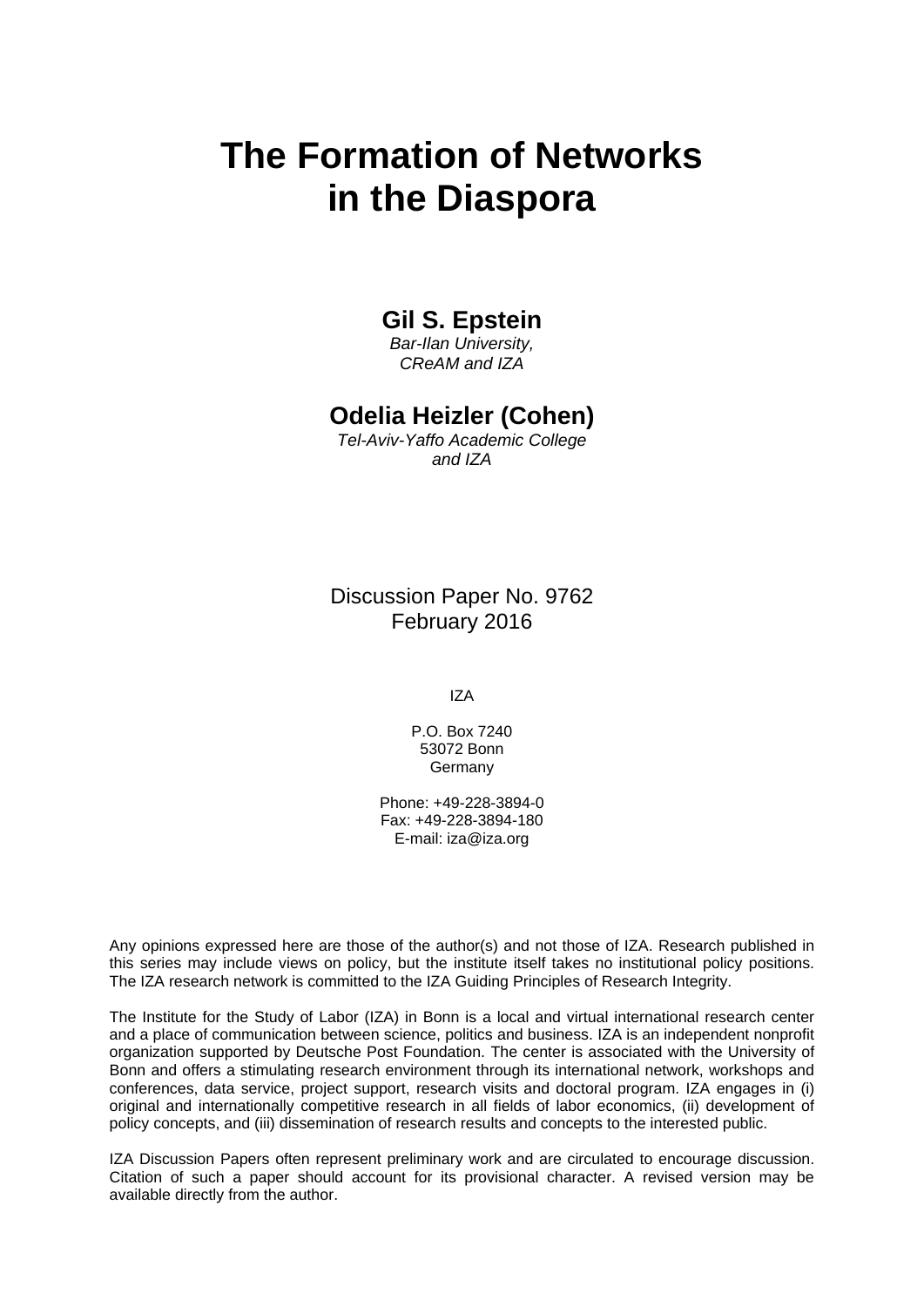# The Formation of Networks in the Diaspora

**Gil S. Epstein**
*Bar-Ilan University,*
*CReAM and IZA*

**Odelia Heizler (Cohen)**
*Tel-Aviv-Yaffo Academic College*
*and IZA*

Discussion Paper No. 9762
February 2016

IZA

P.O. Box 7240
53072 Bonn
Germany

Phone: +49-228-3894-0
Fax: +49-228-3894-180
E-mail: iza@iza.org

Any opinions expressed here are those of the author(s) and not those of IZA. Research published in this series may include views on policy, but the institute itself takes no institutional policy positions. The IZA research network is committed to the IZA Guiding Principles of Research Integrity.

The Institute for the Study of Labor (IZA) in Bonn is a local and virtual international research center and a place of communication between science, politics and business. IZA is an independent nonprofit organization supported by Deutsche Post Foundation. The center is associated with the University of Bonn and offers a stimulating research environment through its international network, workshops and conferences, data service, project support, research visits and doctoral program. IZA engages in (i) original and internationally competitive research in all fields of labor economics, (ii) development of policy concepts, and (iii) dissemination of research results and concepts to the interested public.

IZA Discussion Papers often represent preliminary work and are circulated to encourage discussion. Citation of such a paper should account for its provisional character. A revised version may be available directly from the author.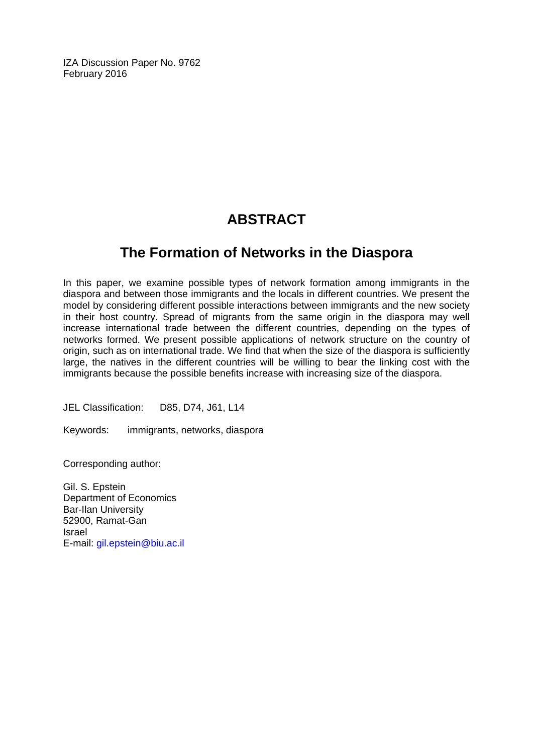IZA Discussion Paper No. 9762
February 2016

# ABSTRACT

## The Formation of Networks in the Diaspora

In this paper, we examine possible types of network formation among immigrants in the diaspora and between those immigrants and the locals in different countries. We present the model by considering different possible interactions between immigrants and the new society in their host country. Spread of migrants from the same origin in the diaspora may well increase international trade between the different countries, depending on the types of networks formed. We present possible applications of network structure on the country of origin, such as on international trade. We find that when the size of the diaspora is sufficiently large, the natives in the different countries will be willing to bear the linking cost with the immigrants because the possible benefits increase with increasing size of the diaspora.

JEL Classification: D85, D74, J61, L14

Keywords: immigrants, networks, diaspora

Corresponding author:

Gil. S. Epstein
Department of Economics
Bar-Ilan University
52900, Ramat-Gan
Israel
E-mail: gil.epstein@biu.ac.il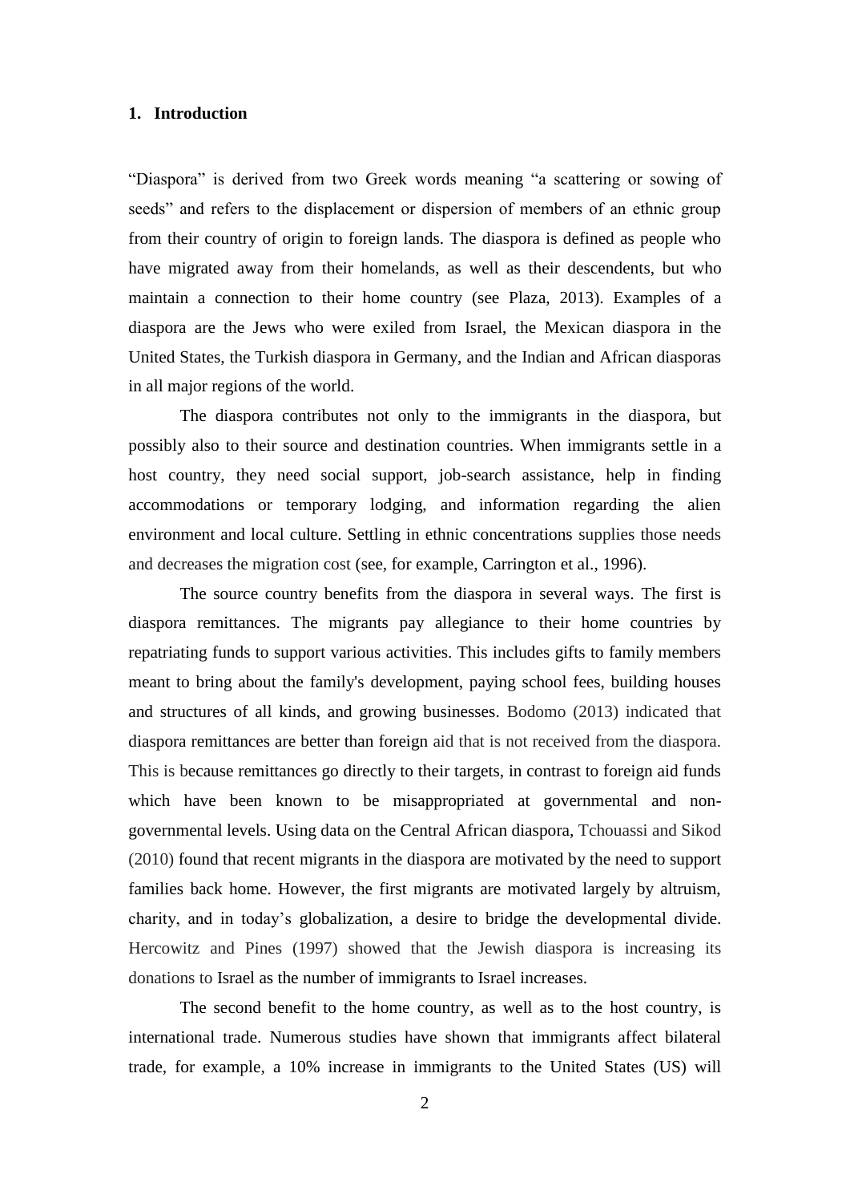## 1. Introduction

"Diaspora" is derived from two Greek words meaning "a scattering or sowing of seeds" and refers to the displacement or dispersion of members of an ethnic group from their country of origin to foreign lands. The diaspora is defined as people who have migrated away from their homelands, as well as their descendents, but who maintain a connection to their home country (see Plaza, 2013). Examples of a diaspora are the Jews who were exiled from Israel, the Mexican diaspora in the United States, the Turkish diaspora in Germany, and the Indian and African diasporas in all major regions of the world.

The diaspora contributes not only to the immigrants in the diaspora, but possibly also to their source and destination countries. When immigrants settle in a host country, they need social support, job-search assistance, help in finding accommodations or temporary lodging, and information regarding the alien environment and local culture. Settling in ethnic concentrations supplies those needs and decreases the migration cost (see, for example, Carrington et al., 1996).

The source country benefits from the diaspora in several ways. The first is diaspora remittances. The migrants pay allegiance to their home countries by repatriating funds to support various activities. This includes gifts to family members meant to bring about the family's development, paying school fees, building houses and structures of all kinds, and growing businesses. Bodomo (2013) indicated that diaspora remittances are better than foreign aid that is not received from the diaspora. This is because remittances go directly to their targets, in contrast to foreign aid funds which have been known to be misappropriated at governmental and non-governmental levels. Using data on the Central African diaspora, Tchouassi and Sikod (2010) found that recent migrants in the diaspora are motivated by the need to support families back home. However, the first migrants are motivated largely by altruism, charity, and in today's globalization, a desire to bridge the developmental divide. Hercowitz and Pines (1997) showed that the Jewish diaspora is increasing its donations to Israel as the number of immigrants to Israel increases.

The second benefit to the home country, as well as to the host country, is international trade. Numerous studies have shown that immigrants affect bilateral trade, for example, a 10% increase in immigrants to the United States (US) will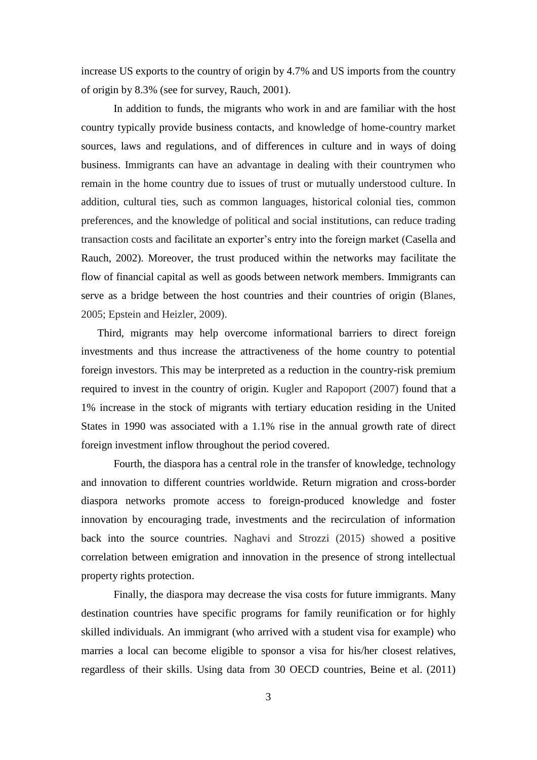increase US exports to the country of origin by 4.7% and US imports from the country of origin by 8.3% (see for survey, Rauch, 2001).

In addition to funds, the migrants who work in and are familiar with the host country typically provide business contacts, and knowledge of home-country market sources, laws and regulations, and of differences in culture and in ways of doing business. Immigrants can have an advantage in dealing with their countrymen who remain in the home country due to issues of trust or mutually understood culture. In addition, cultural ties, such as common languages, historical colonial ties, common preferences, and the knowledge of political and social institutions, can reduce trading transaction costs and facilitate an exporter's entry into the foreign market (Casella and Rauch, 2002). Moreover, the trust produced within the networks may facilitate the flow of financial capital as well as goods between network members. Immigrants can serve as a bridge between the host countries and their countries of origin (Blanes, 2005; Epstein and Heizler, 2009).

Third, migrants may help overcome informational barriers to direct foreign investments and thus increase the attractiveness of the home country to potential foreign investors. This may be interpreted as a reduction in the country-risk premium required to invest in the country of origin. Kugler and Rapoport (2007) found that a 1% increase in the stock of migrants with tertiary education residing in the United States in 1990 was associated with a 1.1% rise in the annual growth rate of direct foreign investment inflow throughout the period covered.

Fourth, the diaspora has a central role in the transfer of knowledge, technology and innovation to different countries worldwide. Return migration and cross-border diaspora networks promote access to foreign-produced knowledge and foster innovation by encouraging trade, investments and the recirculation of information back into the source countries. Naghavi and Strozzi (2015) showed a positive correlation between emigration and innovation in the presence of strong intellectual property rights protection.

Finally, the diaspora may decrease the visa costs for future immigrants. Many destination countries have specific programs for family reunification or for highly skilled individuals. An immigrant (who arrived with a student visa for example) who marries a local can become eligible to sponsor a visa for his/her closest relatives, regardless of their skills. Using data from 30 OECD countries, Beine et al. (2011)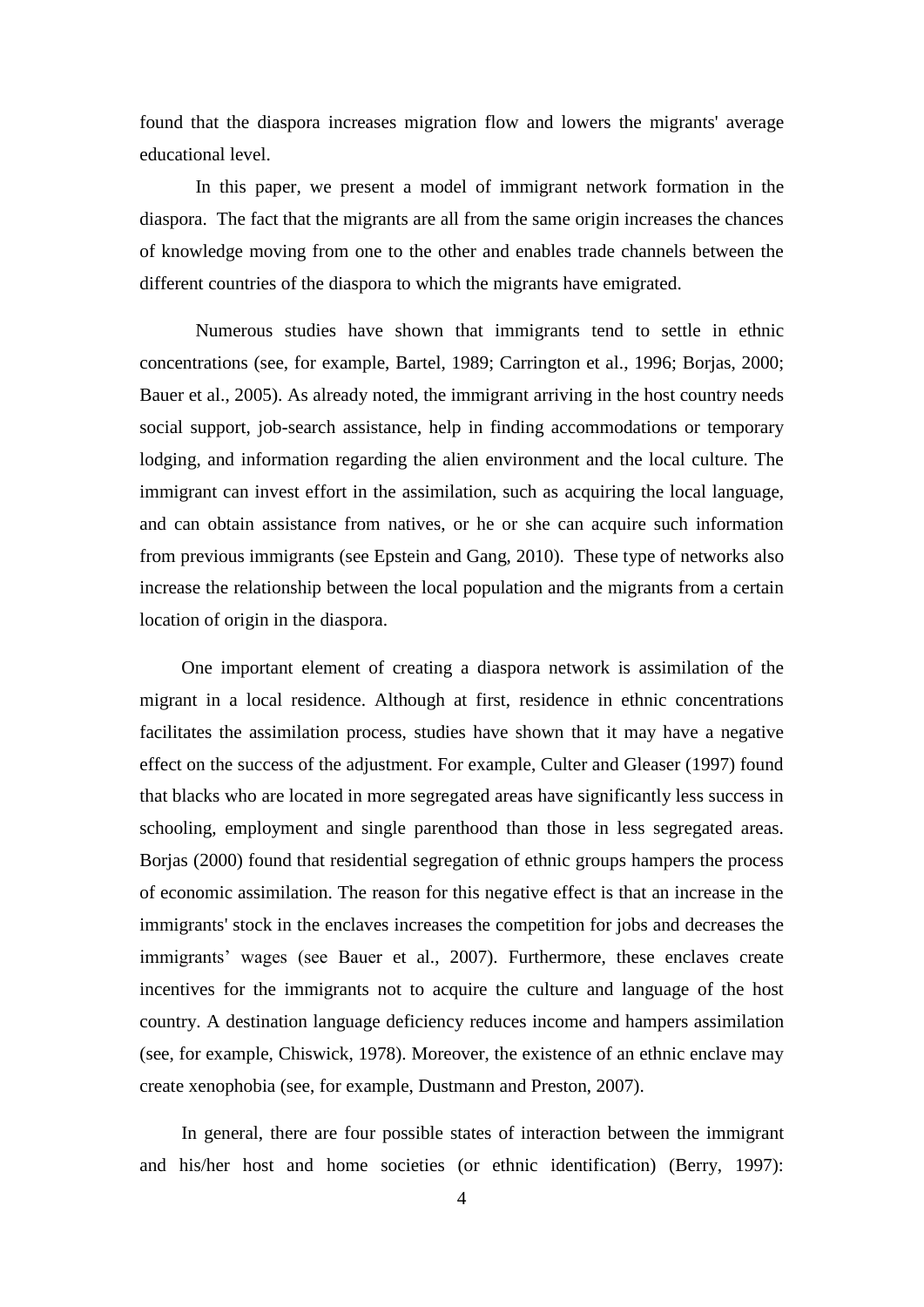found that the diaspora increases migration flow and lowers the migrants' average educational level.

In this paper, we present a model of immigrant network formation in the diaspora. The fact that the migrants are all from the same origin increases the chances of knowledge moving from one to the other and enables trade channels between the different countries of the diaspora to which the migrants have emigrated.

Numerous studies have shown that immigrants tend to settle in ethnic concentrations (see, for example, Bartel, 1989; Carrington et al., 1996; Borjas, 2000; Bauer et al., 2005). As already noted, the immigrant arriving in the host country needs social support, job-search assistance, help in finding accommodations or temporary lodging, and information regarding the alien environment and the local culture. The immigrant can invest effort in the assimilation, such as acquiring the local language, and can obtain assistance from natives, or he or she can acquire such information from previous immigrants (see Epstein and Gang, 2010). These type of networks also increase the relationship between the local population and the migrants from a certain location of origin in the diaspora.

One important element of creating a diaspora network is assimilation of the migrant in a local residence. Although at first, residence in ethnic concentrations facilitates the assimilation process, studies have shown that it may have a negative effect on the success of the adjustment. For example, Culter and Gleaser (1997) found that blacks who are located in more segregated areas have significantly less success in schooling, employment and single parenthood than those in less segregated areas. Borjas (2000) found that residential segregation of ethnic groups hampers the process of economic assimilation. The reason for this negative effect is that an increase in the immigrants' stock in the enclaves increases the competition for jobs and decreases the immigrants' wages (see Bauer et al., 2007). Furthermore, these enclaves create incentives for the immigrants not to acquire the culture and language of the host country. A destination language deficiency reduces income and hampers assimilation (see, for example, Chiswick, 1978). Moreover, the existence of an ethnic enclave may create xenophobia (see, for example, Dustmann and Preston, 2007).

In general, there are four possible states of interaction between the immigrant and his/her host and home societies (or ethnic identification) (Berry, 1997):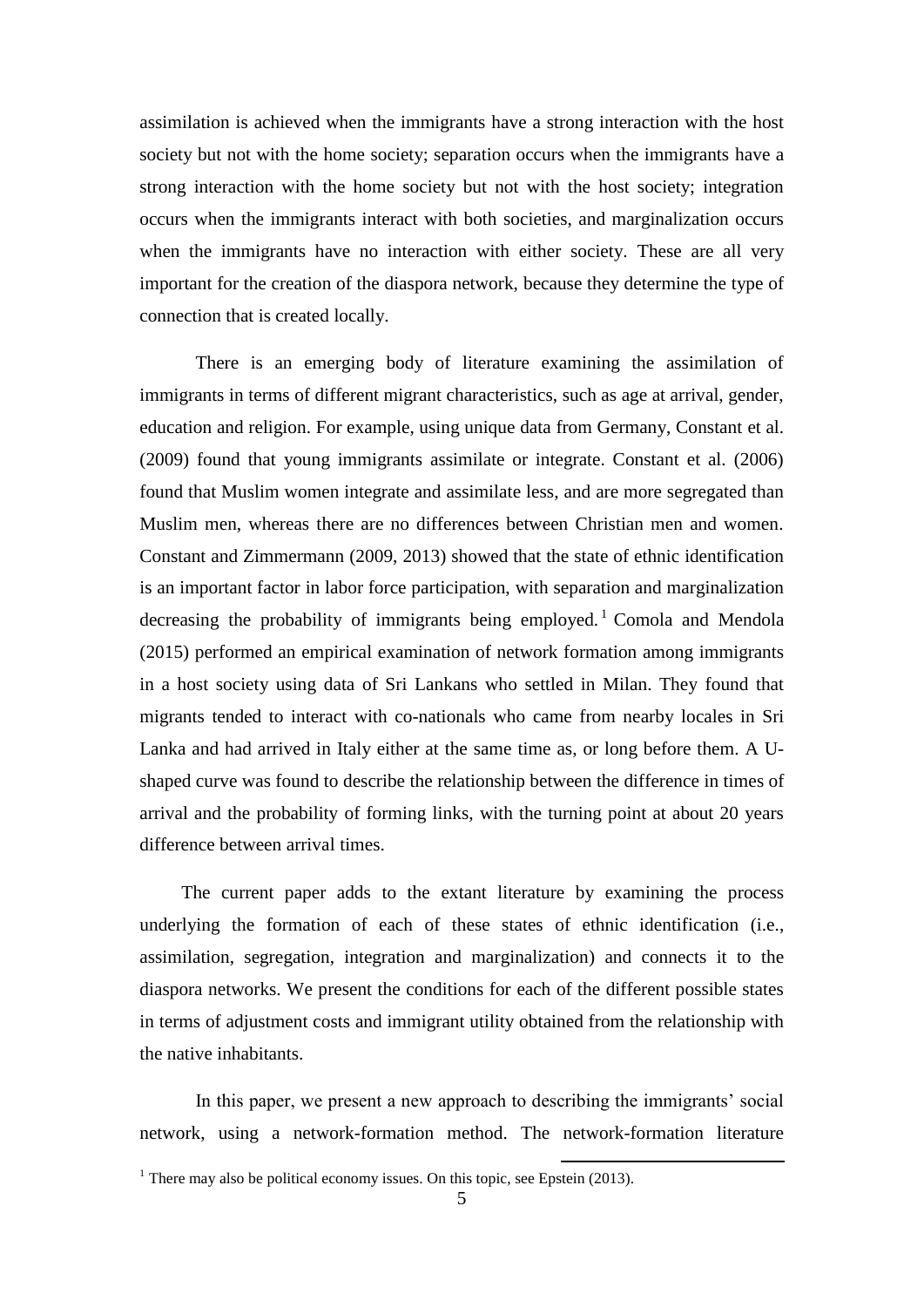assimilation is achieved when the immigrants have a strong interaction with the host society but not with the home society; separation occurs when the immigrants have a strong interaction with the home society but not with the host society; integration occurs when the immigrants interact with both societies, and marginalization occurs when the immigrants have no interaction with either society. These are all very important for the creation of the diaspora network, because they determine the type of connection that is created locally.

There is an emerging body of literature examining the assimilation of immigrants in terms of different migrant characteristics, such as age at arrival, gender, education and religion. For example, using unique data from Germany, Constant et al. (2009) found that young immigrants assimilate or integrate. Constant et al. (2006) found that Muslim women integrate and assimilate less, and are more segregated than Muslim men, whereas there are no differences between Christian men and women. Constant and Zimmermann (2009, 2013) showed that the state of ethnic identification is an important factor in labor force participation, with separation and marginalization decreasing the probability of immigrants being employed.[1] Comola and Mendola (2015) performed an empirical examination of network formation among immigrants in a host society using data of Sri Lankans who settled in Milan. They found that migrants tended to interact with co-nationals who came from nearby locales in Sri Lanka and had arrived in Italy either at the same time as, or long before them. A U-shaped curve was found to describe the relationship between the difference in times of arrival and the probability of forming links, with the turning point at about 20 years difference between arrival times.

The current paper adds to the extant literature by examining the process underlying the formation of each of these states of ethnic identification (i.e., assimilation, segregation, integration and marginalization) and connects it to the diaspora networks. We present the conditions for each of the different possible states in terms of adjustment costs and immigrant utility obtained from the relationship with the native inhabitants.

In this paper, we present a new approach to describing the immigrants' social network, using a network-formation method. The network-formation literature

[1] There may also be political economy issues. On this topic, see Epstein (2013).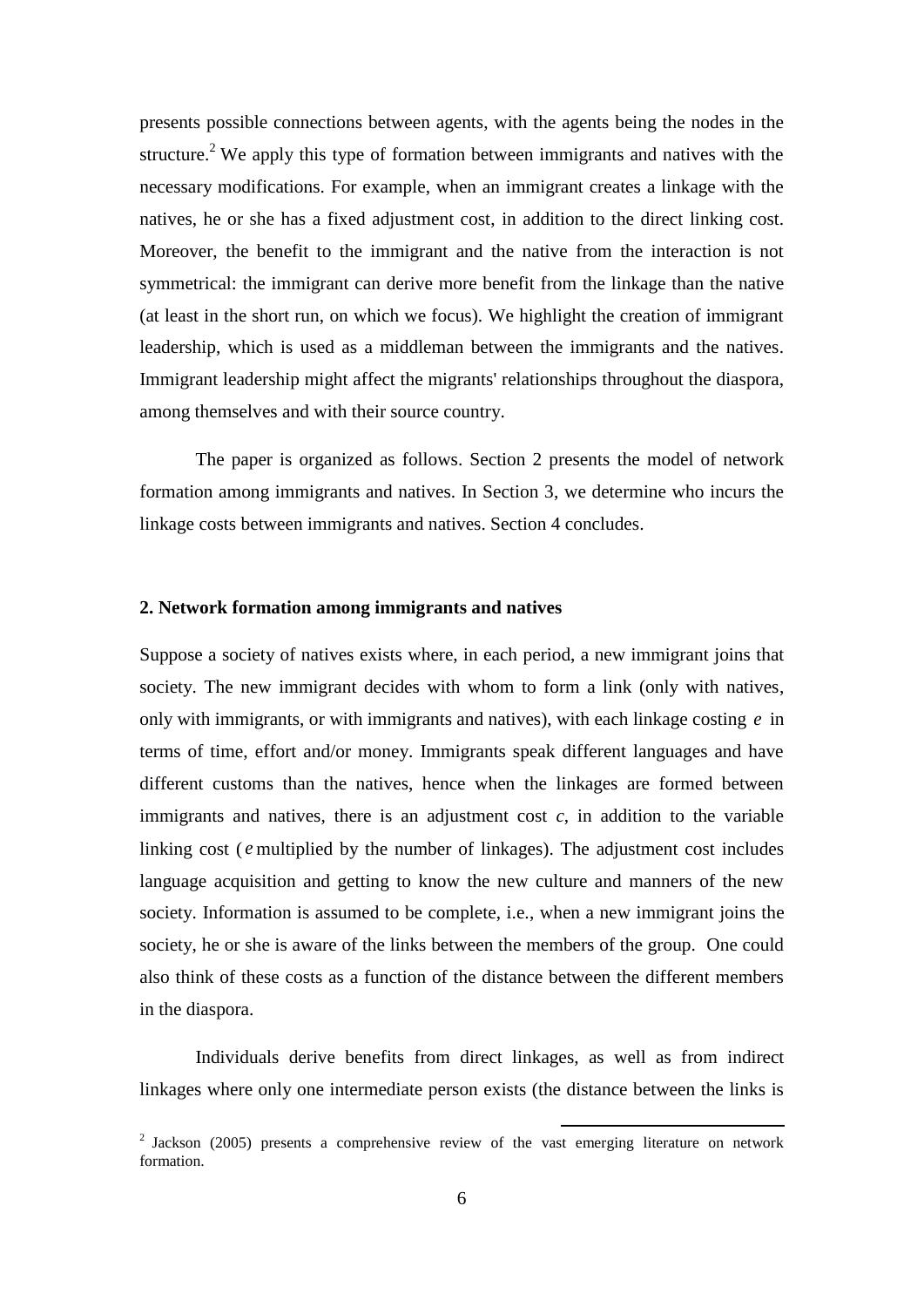presents possible connections between agents, with the agents being the nodes in the structure.[2] We apply this type of formation between immigrants and natives with the necessary modifications. For example, when an immigrant creates a linkage with the natives, he or she has a fixed adjustment cost, in addition to the direct linking cost. Moreover, the benefit to the immigrant and the native from the interaction is not symmetrical: the immigrant can derive more benefit from the linkage than the native (at least in the short run, on which we focus). We highlight the creation of immigrant leadership, which is used as a middleman between the immigrants and the natives. Immigrant leadership might affect the migrants' relationships throughout the diaspora, among themselves and with their source country.

The paper is organized as follows. Section 2 presents the model of network formation among immigrants and natives. In Section 3, we determine who incurs the linkage costs between immigrants and natives. Section 4 concludes.

## 2. Network formation among immigrants and natives

Suppose a society of natives exists where, in each period, a new immigrant joins that society. The new immigrant decides with whom to form a link (only with natives, only with immigrants, or with immigrants and natives), with each linkage costing $e$ in terms of time, effort and/or money. Immigrants speak different languages and have different customs than the natives, hence when the linkages are formed between immigrants and natives, there is an adjustment cost $c$, in addition to the variable linking cost ($e$ multiplied by the number of linkages). The adjustment cost includes language acquisition and getting to know the new culture and manners of the new society. Information is assumed to be complete, i.e., when a new immigrant joins the society, he or she is aware of the links between the members of the group. One could also think of these costs as a function of the distance between the different members in the diaspora.

Individuals derive benefits from direct linkages, as well as from indirect linkages where only one intermediate person exists (the distance between the links is

[2] Jackson (2005) presents a comprehensive review of the vast emerging literature on network formation.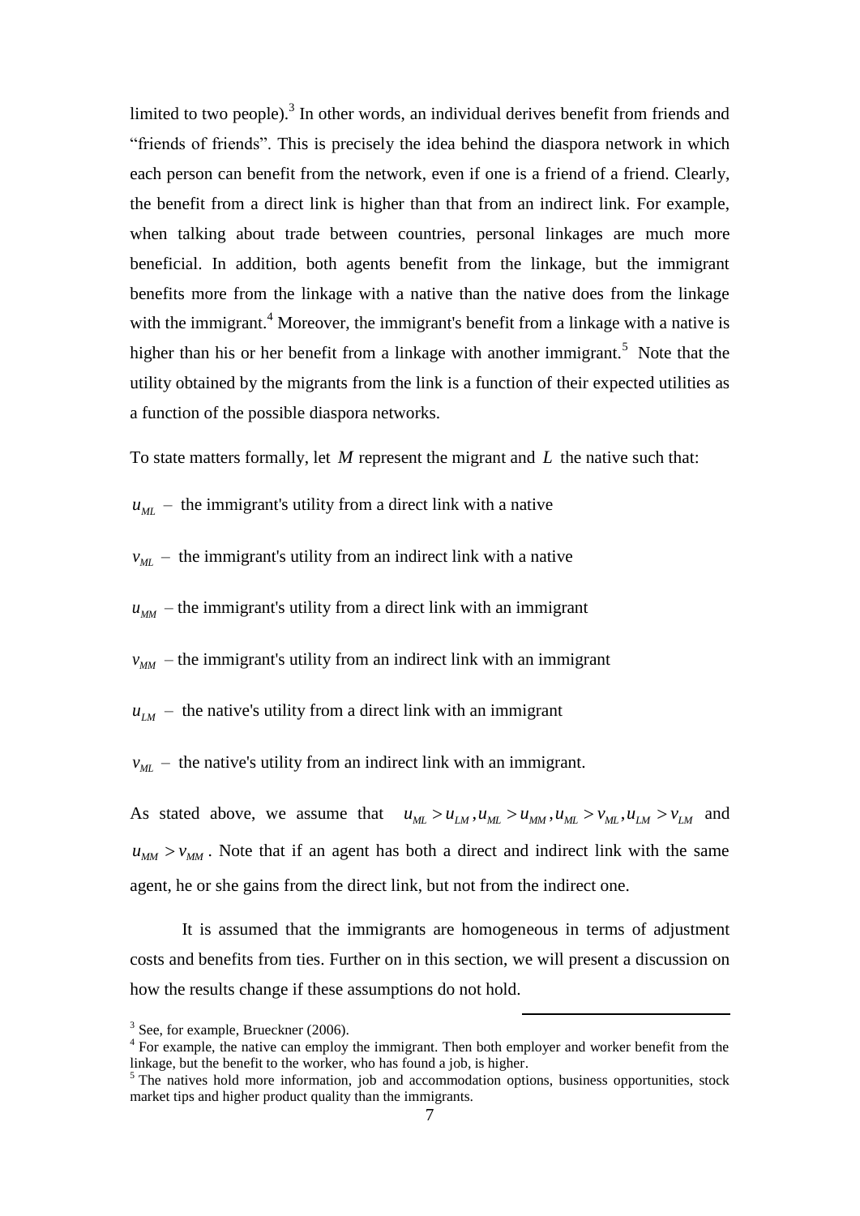limited to two people).[3] In other words, an individual derives benefit from friends and "friends of friends". This is precisely the idea behind the diaspora network in which each person can benefit from the network, even if one is a friend of a friend. Clearly, the benefit from a direct link is higher than that from an indirect link. For example, when talking about trade between countries, personal linkages are much more beneficial. In addition, both agents benefit from the linkage, but the immigrant benefits more from the linkage with a native than the native does from the linkage with the immigrant.[4] Moreover, the immigrant's benefit from a linkage with a native is higher than his or her benefit from a linkage with another immigrant.[5] Note that the utility obtained by the migrants from the link is a function of their expected utilities as a function of the possible diaspora networks.

To state matters formally, let $M$ represent the migrant and $L$ the native such that:

$u_{ML}$ – the immigrant's utility from a direct link with a native

$v_{ML}$ – the immigrant's utility from an indirect link with a native

$u_{MM}$ – the immigrant's utility from a direct link with an immigrant

$v_{MM}$ – the immigrant's utility from an indirect link with an immigrant

$u_{LM}$ – the native's utility from a direct link with an immigrant

$v_{ML}$ – the native's utility from an indirect link with an immigrant.

As stated above, we assume that $u_{ML} > u_{LM}, u_{ML} > u_{MM}, u_{ML} > v_{ML}, u_{LM} > v_{LM}$ and $u_{MM} > v_{MM}$. Note that if an agent has both a direct and indirect link with the same agent, he or she gains from the direct link, but not from the indirect one.

It is assumed that the immigrants are homogeneous in terms of adjustment costs and benefits from ties. Further on in this section, we will present a discussion on how the results change if these assumptions do not hold.

---

[3] See, for example, Brueckner (2006).

[4] For example, the native can employ the immigrant. Then both employer and worker benefit from the linkage, but the benefit to the worker, who has found a job, is higher.

[5] The natives hold more information, job and accommodation options, business opportunities, stock market tips and higher product quality than the immigrants.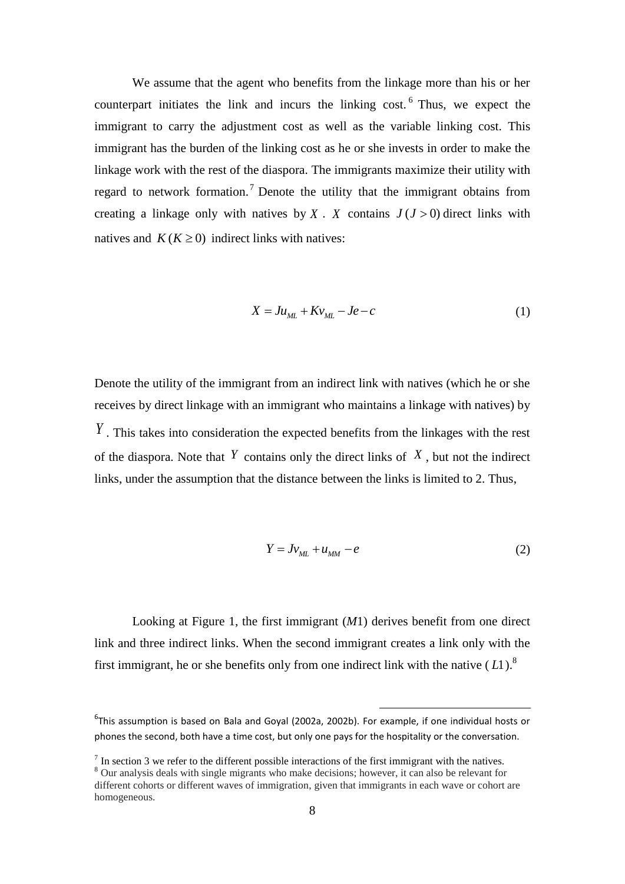We assume that the agent who benefits from the linkage more than his or her counterpart initiates the link and incurs the linking cost.[6] Thus, we expect the immigrant to carry the adjustment cost as well as the variable linking cost. This immigrant has the burden of the linking cost as he or she invests in order to make the linkage work with the rest of the diaspora. The immigrants maximize their utility with regard to network formation.[7] Denote the utility that the immigrant obtains from creating a linkage only with natives by $X$. $X$ contains $J\,(J > 0)$ direct links with natives and $K\,(K \geq 0)$ indirect links with natives:

$$X = Ju_{ML} + Kv_{ML} - Je - c \tag{1}$$

Denote the utility of the immigrant from an indirect link with natives (which he or she receives by direct linkage with an immigrant who maintains a linkage with natives) by $Y$. This takes into consideration the expected benefits from the linkages with the rest of the diaspora. Note that $Y$ contains only the direct links of $X$, but not the indirect links, under the assumption that the distance between the links is limited to 2. Thus,

$$Y = Jv_{ML} + u_{MM} - e \tag{2}$$

Looking at Figure 1, the first immigrant ($M1$) derives benefit from one direct link and three indirect links. When the second immigrant creates a link only with the first immigrant, he or she benefits only from one indirect link with the native ($L1$).[8]

[6] This assumption is based on Bala and Goyal (2002a, 2002b). For example, if one individual hosts or phones the second, both have a time cost, but only one pays for the hospitality or the conversation.

[7] In section 3 we refer to the different possible interactions of the first immigrant with the natives.

[8] Our analysis deals with single migrants who make decisions; however, it can also be relevant for different cohorts or different waves of immigration, given that immigrants in each wave or cohort are homogeneous.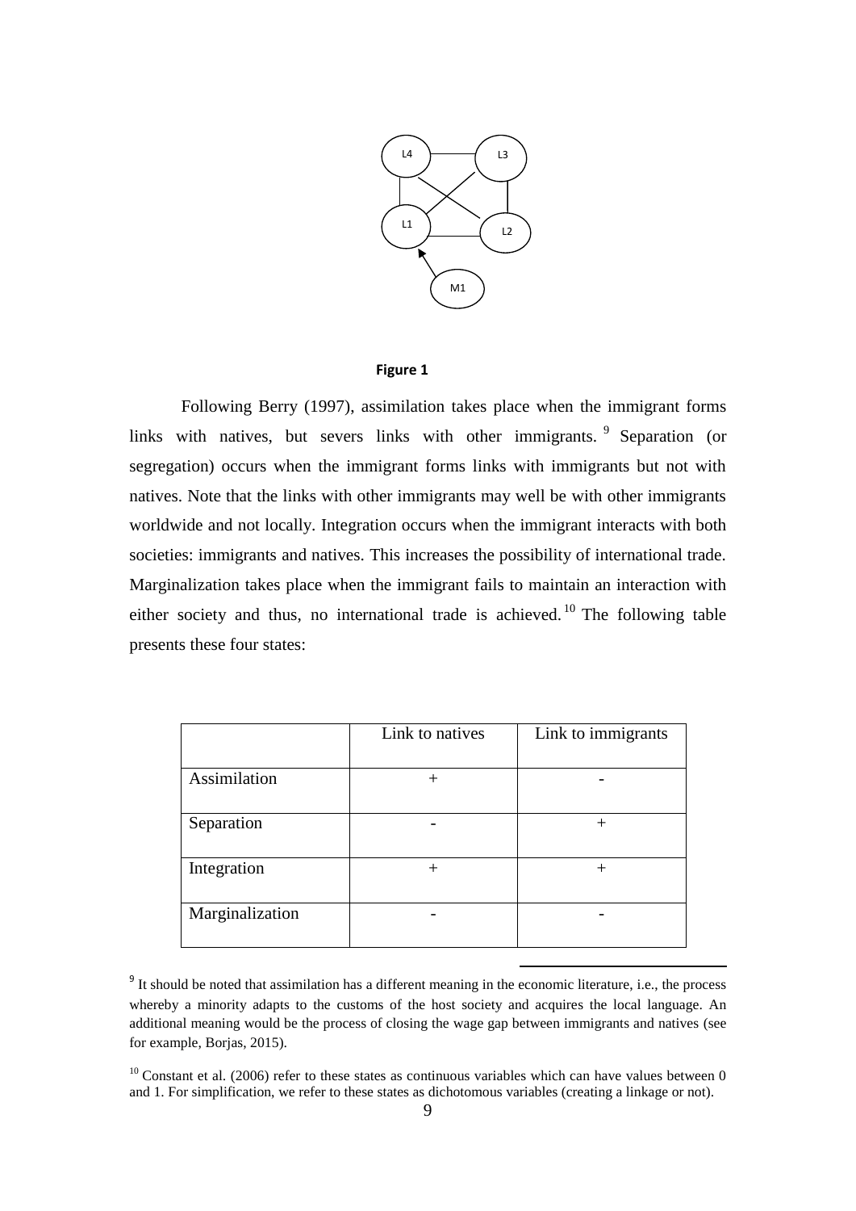**Figure 1**

Following Berry (1997), assimilation takes place when the immigrant forms links with natives, but severs links with other immigrants. [9] Separation (or segregation) occurs when the immigrant forms links with immigrants but not with natives. Note that the links with other immigrants may well be with other immigrants worldwide and not locally. Integration occurs when the immigrant interacts with both societies: immigrants and natives. This increases the possibility of international trade. Marginalization takes place when the immigrant fails to maintain an interaction with either society and thus, no international trade is achieved. [10] The following table presents these four states:

| | Link to natives | Link to immigrants |
|---|---|---|
| Assimilation | + | - |
| Separation | - | + |
| Integration | + | + |
| Marginalization | - | - |

[9] It should be noted that assimilation has a different meaning in the economic literature, i.e., the process whereby a minority adapts to the customs of the host society and acquires the local language. An additional meaning would be the process of closing the wage gap between immigrants and natives (see for example, Borjas, 2015).

[10] Constant et al. (2006) refer to these states as continuous variables which can have values between 0 and 1. For simplification, we refer to these states as dichotomous variables (creating a linkage or not).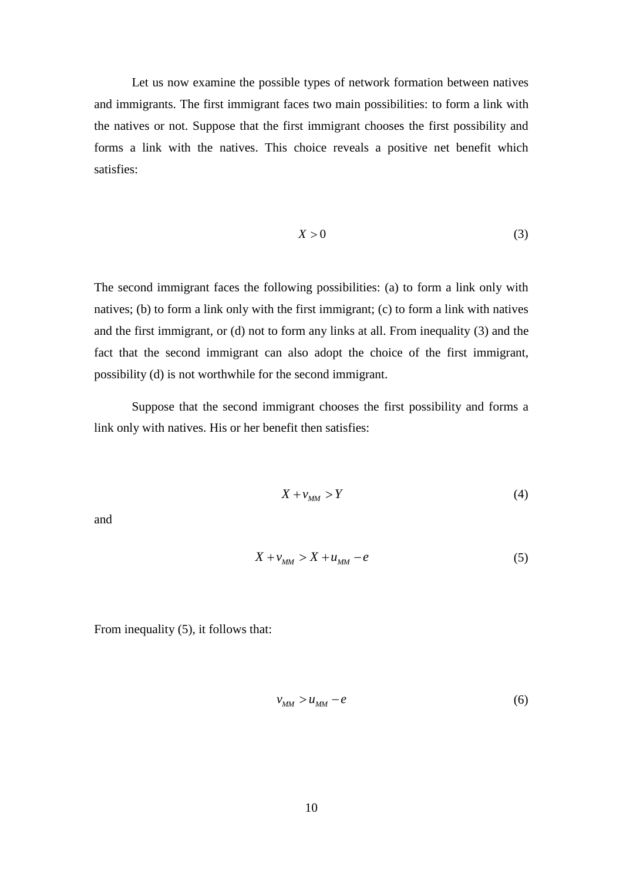Let us now examine the possible types of network formation between natives and immigrants. The first immigrant faces two main possibilities: to form a link with the natives or not. Suppose that the first immigrant chooses the first possibility and forms a link with the natives. This choice reveals a positive net benefit which satisfies:

$$X > 0 \tag{3}$$

The second immigrant faces the following possibilities: (a) to form a link only with natives; (b) to form a link only with the first immigrant; (c) to form a link with natives and the first immigrant, or (d) not to form any links at all. From inequality (3) and the fact that the second immigrant can also adopt the choice of the first immigrant, possibility (d) is not worthwhile for the second immigrant.

Suppose that the second immigrant chooses the first possibility and forms a link only with natives. His or her benefit then satisfies:

$$X + v_{MM} > Y \tag{4}$$

and

$$X + v_{MM} > X + u_{MM} - e \tag{5}$$

From inequality (5), it follows that:

$$v_{MM} > u_{MM} - e \tag{6}$$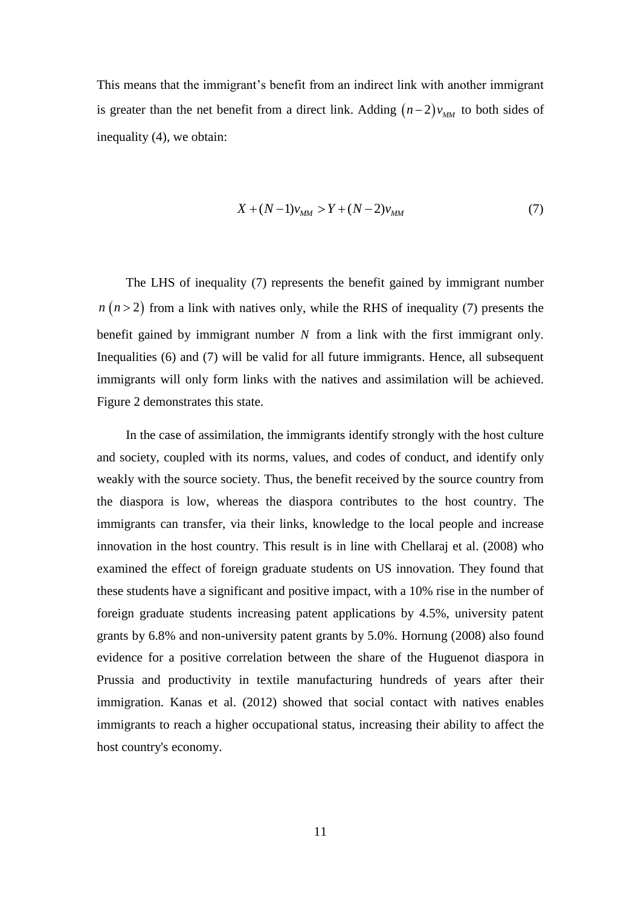This means that the immigrant's benefit from an indirect link with another immigrant is greater than the net benefit from a direct link. Adding $(n-2)v_{MM}$ to both sides of inequality (4), we obtain:

$$X+(N-1)v_{MM} > Y+(N-2)v_{MM} \tag{7}$$

The LHS of inequality (7) represents the benefit gained by immigrant number $n\,(n>2)$ from a link with natives only, while the RHS of inequality (7) presents the benefit gained by immigrant number $N$ from a link with the first immigrant only. Inequalities (6) and (7) will be valid for all future immigrants. Hence, all subsequent immigrants will only form links with the natives and assimilation will be achieved. Figure 2 demonstrates this state.

In the case of assimilation, the immigrants identify strongly with the host culture and society, coupled with its norms, values, and codes of conduct, and identify only weakly with the source society. Thus, the benefit received by the source country from the diaspora is low, whereas the diaspora contributes to the host country. The immigrants can transfer, via their links, knowledge to the local people and increase innovation in the host country. This result is in line with Chellaraj et al. (2008) who examined the effect of foreign graduate students on US innovation. They found that these students have a significant and positive impact, with a 10% rise in the number of foreign graduate students increasing patent applications by 4.5%, university patent grants by 6.8% and non-university patent grants by 5.0%. Hornung (2008) also found evidence for a positive correlation between the share of the Huguenot diaspora in Prussia and productivity in textile manufacturing hundreds of years after their immigration. Kanas et al. (2012) showed that social contact with natives enables immigrants to reach a higher occupational status, increasing their ability to affect the host country's economy.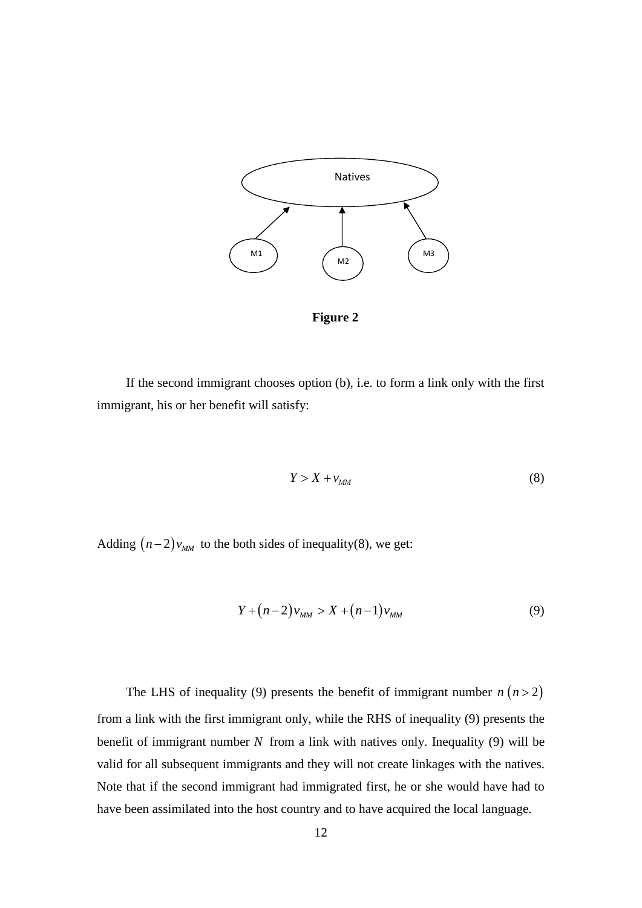Natives

M1 M2 M3

**Figure 2**

If the second immigrant chooses option (b), i.e. to form a link only with the first immigrant, his or her benefit will satisfy:

$$Y > X + v_{MM} \tag{8}$$

Adding $(n-2)v_{MM}$ to the both sides of inequality(8), we get:

$$Y + (n-2)v_{MM} > X + (n-1)v_{MM} \tag{9}$$

The LHS of inequality (9) presents the benefit of immigrant number $n\ (n > 2)$ from a link with the first immigrant only, while the RHS of inequality (9) presents the benefit of immigrant number $N$ from a link with natives only. Inequality (9) will be valid for all subsequent immigrants and they will not create linkages with the natives. Note that if the second immigrant had immigrated first, he or she would have had to have been assimilated into the host country and to have acquired the local language.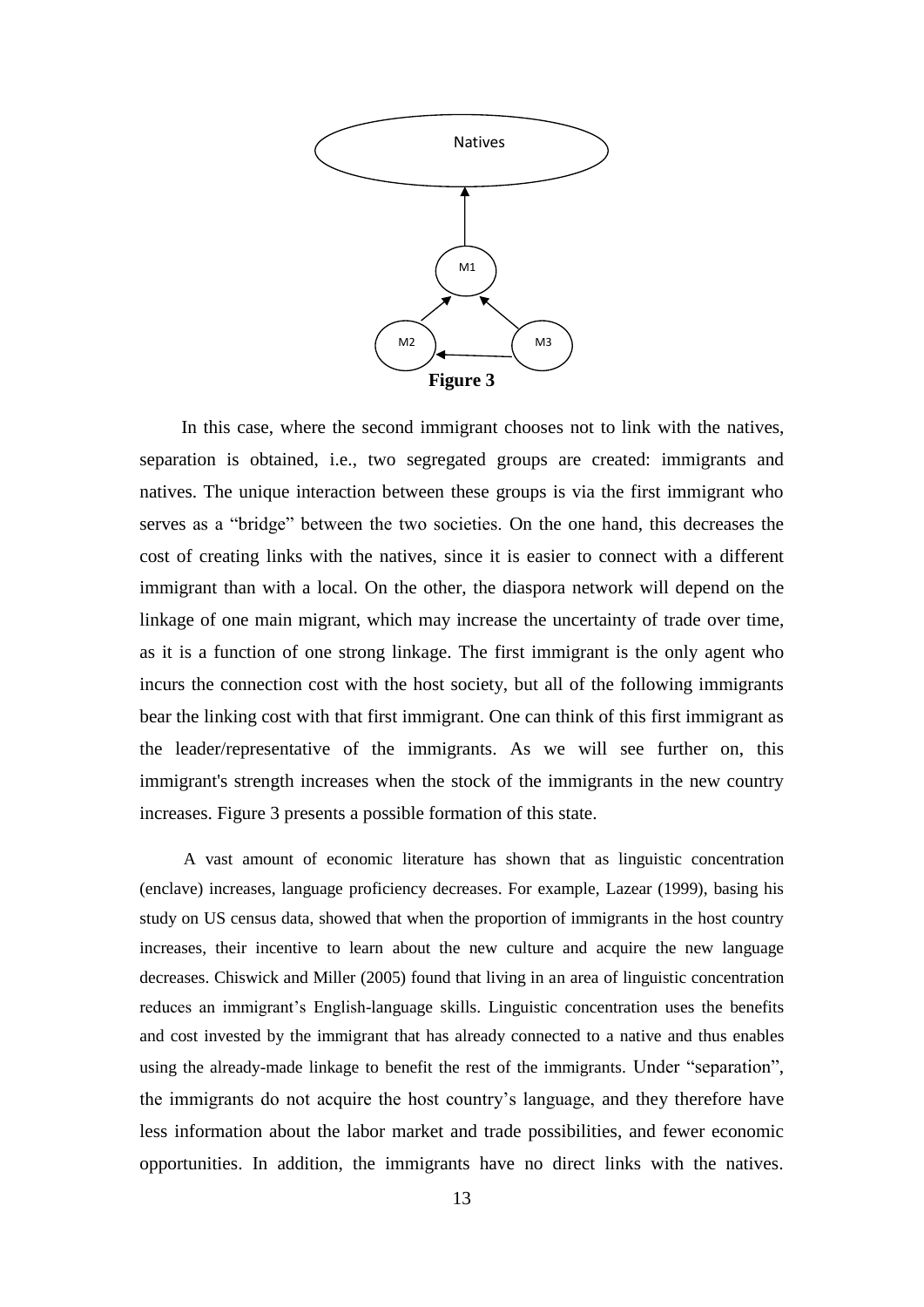**Figure 3**

In this case, where the second immigrant chooses not to link with the natives, separation is obtained, i.e., two segregated groups are created: immigrants and natives. The unique interaction between these groups is via the first immigrant who serves as a "bridge" between the two societies. On the one hand, this decreases the cost of creating links with the natives, since it is easier to connect with a different immigrant than with a local. On the other, the diaspora network will depend on the linkage of one main migrant, which may increase the uncertainty of trade over time, as it is a function of one strong linkage. The first immigrant is the only agent who incurs the connection cost with the host society, but all of the following immigrants bear the linking cost with that first immigrant. One can think of this first immigrant as the leader/representative of the immigrants. As we will see further on, this immigrant's strength increases when the stock of the immigrants in the new country increases. Figure 3 presents a possible formation of this state.

A vast amount of economic literature has shown that as linguistic concentration (enclave) increases, language proficiency decreases. For example, Lazear (1999), basing his study on US census data, showed that when the proportion of immigrants in the host country increases, their incentive to learn about the new culture and acquire the new language decreases. Chiswick and Miller (2005) found that living in an area of linguistic concentration reduces an immigrant's English-language skills. Linguistic concentration uses the benefits and cost invested by the immigrant that has already connected to a native and thus enables using the already-made linkage to benefit the rest of the immigrants. Under "separation", the immigrants do not acquire the host country's language, and they therefore have less information about the labor market and trade possibilities, and fewer economic opportunities. In addition, the immigrants have no direct links with the natives.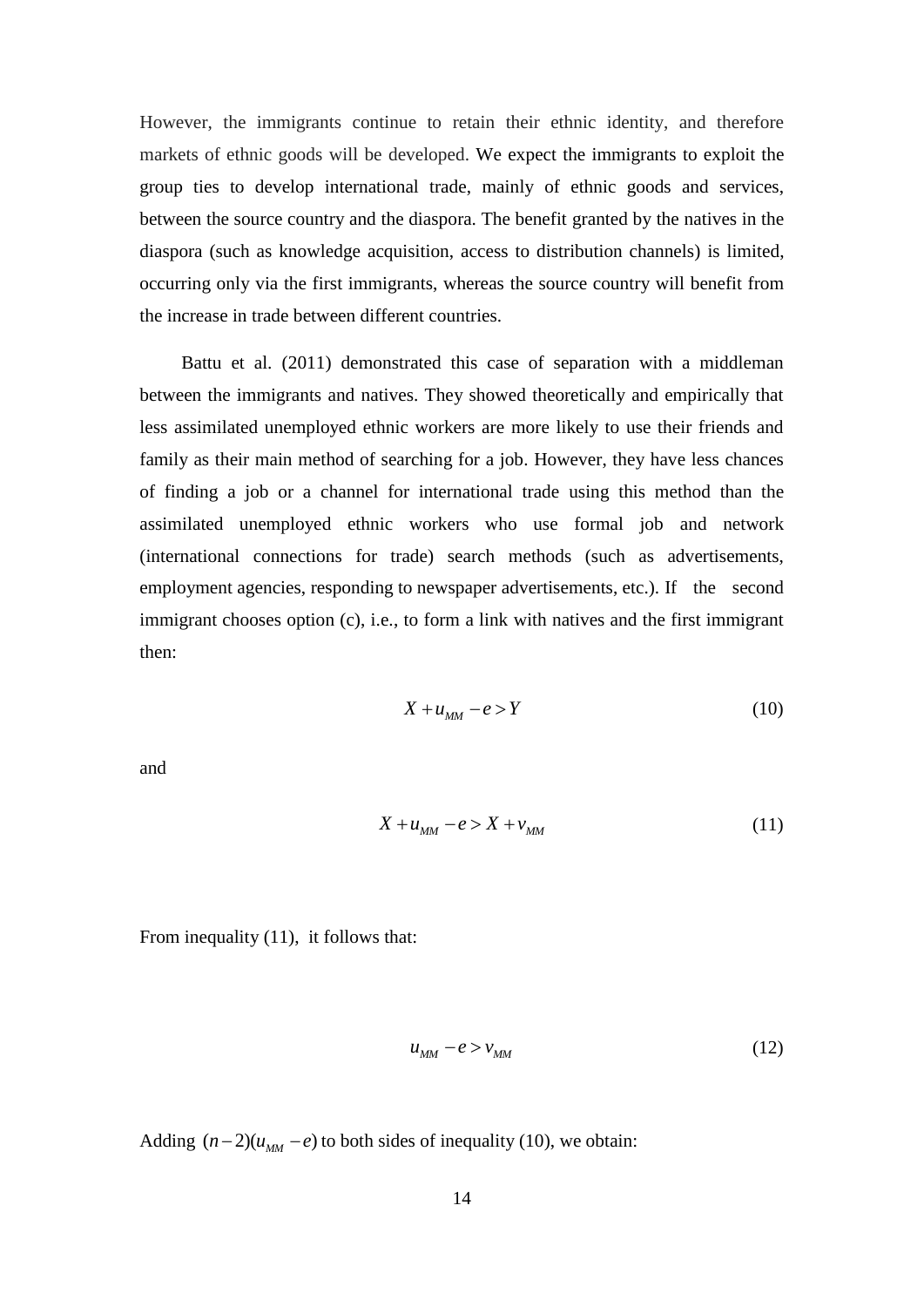However, the immigrants continue to retain their ethnic identity, and therefore markets of ethnic goods will be developed. We expect the immigrants to exploit the group ties to develop international trade, mainly of ethnic goods and services, between the source country and the diaspora. The benefit granted by the natives in the diaspora (such as knowledge acquisition, access to distribution channels) is limited, occurring only via the first immigrants, whereas the source country will benefit from the increase in trade between different countries.

Battu et al. (2011) demonstrated this case of separation with a middleman between the immigrants and natives. They showed theoretically and empirically that less assimilated unemployed ethnic workers are more likely to use their friends and family as their main method of searching for a job. However, they have less chances of finding a job or a channel for international trade using this method than the assimilated unemployed ethnic workers who use formal job and network (international connections for trade) search methods (such as advertisements, employment agencies, responding to newspaper advertisements, etc.). If the second immigrant chooses option (c), i.e., to form a link with natives and the first immigrant then:

$$X + u_{MM} - e > Y \tag{10}$$

and

$$X + u_{MM} - e > X + v_{MM} \tag{11}$$

From inequality (11), it follows that:

$$u_{MM} - e > v_{MM} \tag{12}$$

Adding $(n-2)(u_{MM} - e)$ to both sides of inequality (10), we obtain: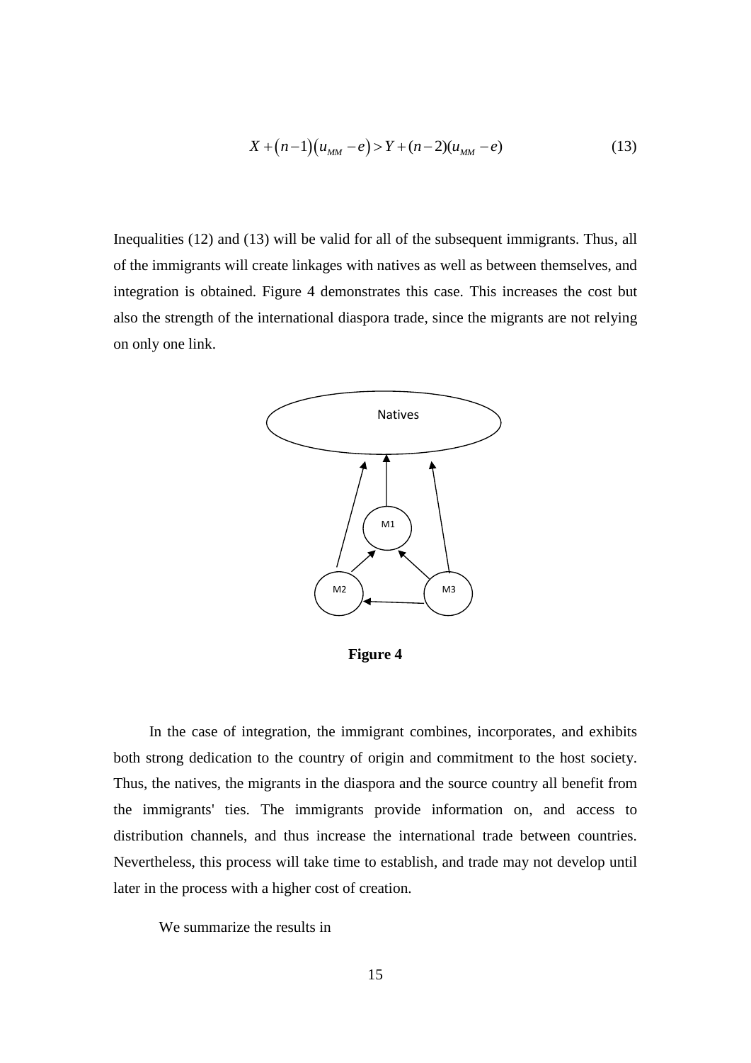$$X + (n-1)(u_{MM} - e) > Y + (n-2)(u_{MM} - e) \tag{13}$$

Inequalities (12) and (13) will be valid for all of the subsequent immigrants. Thus, all of the immigrants will create linkages with natives as well as between themselves, and integration is obtained. Figure 4 demonstrates this case. This increases the cost but also the strength of the international diaspora trade, since the migrants are not relying on only one link.

**Figure 4**

In the case of integration, the immigrant combines, incorporates, and exhibits both strong dedication to the country of origin and commitment to the host society. Thus, the natives, the migrants in the diaspora and the source country all benefit from the immigrants' ties. The immigrants provide information on, and access to distribution channels, and thus increase the international trade between countries. Nevertheless, this process will take time to establish, and trade may not develop until later in the process with a higher cost of creation.

We summarize the results in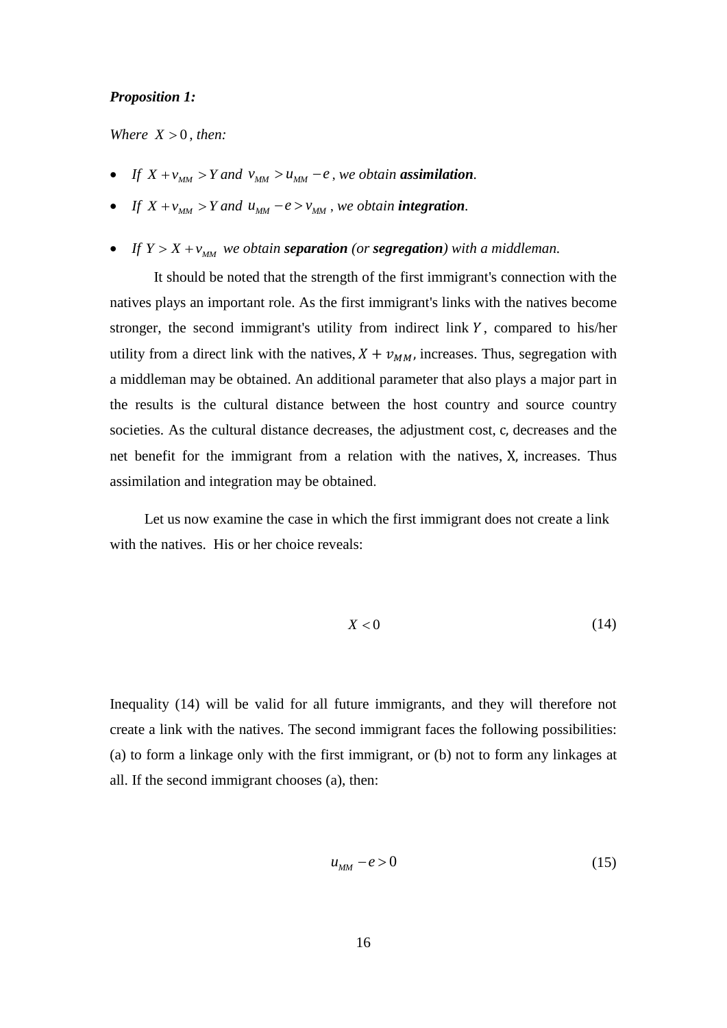***Proposition 1:***

*Where* $X > 0$*, then:*

- *If* $X + v_{MM} > Y$ *and* $v_{MM} > u_{MM} - e$*, we obtain* ***assimilation****.*
- *If* $X + v_{MM} > Y$ *and* $u_{MM} - e > v_{MM}$*, we obtain* ***integration****.*
- *If* $Y > X + v_{MM}$ *we obtain* ***separation*** *(or* ***segregation****) with a middleman.*

It should be noted that the strength of the first immigrant's connection with the natives plays an important role. As the first immigrant's links with the natives become stronger, the second immigrant's utility from indirect link $Y$, compared to his/her utility from a direct link with the natives, $X + v_{MM}$, increases. Thus, segregation with a middleman may be obtained. An additional parameter that also plays a major part in the results is the cultural distance between the host country and source country societies. As the cultural distance decreases, the adjustment cost, c, decreases and the net benefit for the immigrant from a relation with the natives, X, increases. Thus assimilation and integration may be obtained.

Let us now examine the case in which the first immigrant does not create a link with the natives. His or her choice reveals:

$$X < 0 \tag{14}$$

Inequality (14) will be valid for all future immigrants, and they will therefore not create a link with the natives. The second immigrant faces the following possibilities: (a) to form a linkage only with the first immigrant, or (b) not to form any linkages at all. If the second immigrant chooses (a), then:

$$u_{MM} - e > 0 \tag{15}$$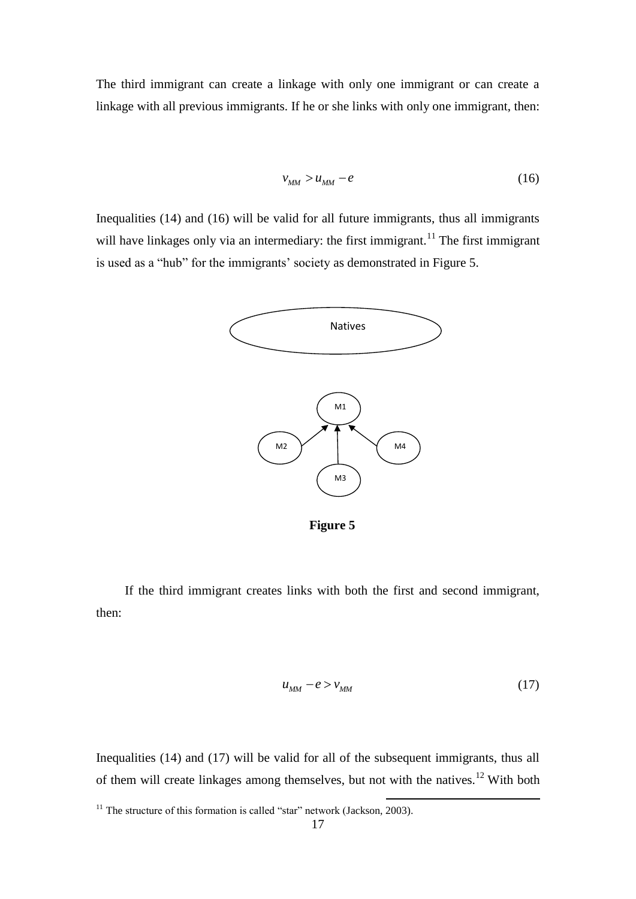The third immigrant can create a linkage with only one immigrant or can create a linkage with all previous immigrants. If he or she links with only one immigrant, then:

$$v_{MM} > u_{MM} - e \tag{16}$$

Inequalities (14) and (16) will be valid for all future immigrants, thus all immigrants will have linkages only via an intermediary: the first immigrant.[11] The first immigrant is used as a "hub" for the immigrants' society as demonstrated in Figure 5.

**Figure 5**

If the third immigrant creates links with both the first and second immigrant, then:

$$u_{MM} - e > v_{MM} \tag{17}$$

Inequalities (14) and (17) will be valid for all of the subsequent immigrants, thus all of them will create linkages among themselves, but not with the natives.[12] With both

[11] The structure of this formation is called "star" network (Jackson, 2003).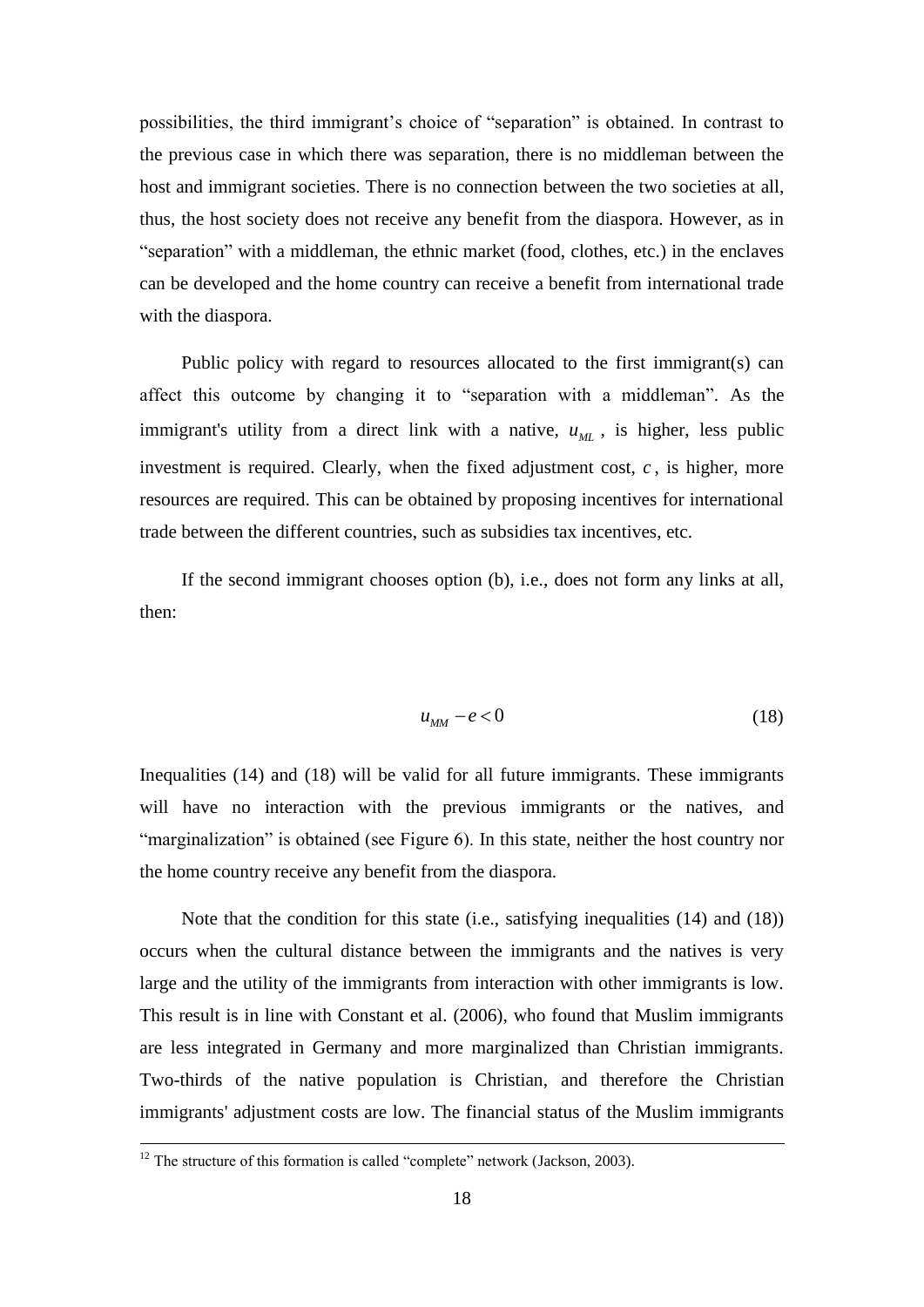possibilities, the third immigrant's choice of "separation" is obtained. In contrast to the previous case in which there was separation, there is no middleman between the host and immigrant societies. There is no connection between the two societies at all, thus, the host society does not receive any benefit from the diaspora. However, as in "separation" with a middleman, the ethnic market (food, clothes, etc.) in the enclaves can be developed and the home country can receive a benefit from international trade with the diaspora.

Public policy with regard to resources allocated to the first immigrant(s) can affect this outcome by changing it to "separation with a middleman". As the immigrant's utility from a direct link with a native, $u_{ML}$ , is higher, less public investment is required. Clearly, when the fixed adjustment cost, $c$ , is higher, more resources are required. This can be obtained by proposing incentives for international trade between the different countries, such as subsidies tax incentives, etc.

If the second immigrant chooses option (b), i.e., does not form any links at all, then:

$$u_{MM} - e < 0 \tag{18}$$

Inequalities (14) and (18) will be valid for all future immigrants. These immigrants will have no interaction with the previous immigrants or the natives, and "marginalization" is obtained (see Figure 6). In this state, neither the host country nor the home country receive any benefit from the diaspora.

Note that the condition for this state (i.e., satisfying inequalities (14) and (18)) occurs when the cultural distance between the immigrants and the natives is very large and the utility of the immigrants from interaction with other immigrants is low. This result is in line with Constant et al. (2006), who found that Muslim immigrants are less integrated in Germany and more marginalized than Christian immigrants. Two-thirds of the native population is Christian, and therefore the Christian immigrants' adjustment costs are low. The financial status of the Muslim immigrants

[12] The structure of this formation is called "complete" network (Jackson, 2003).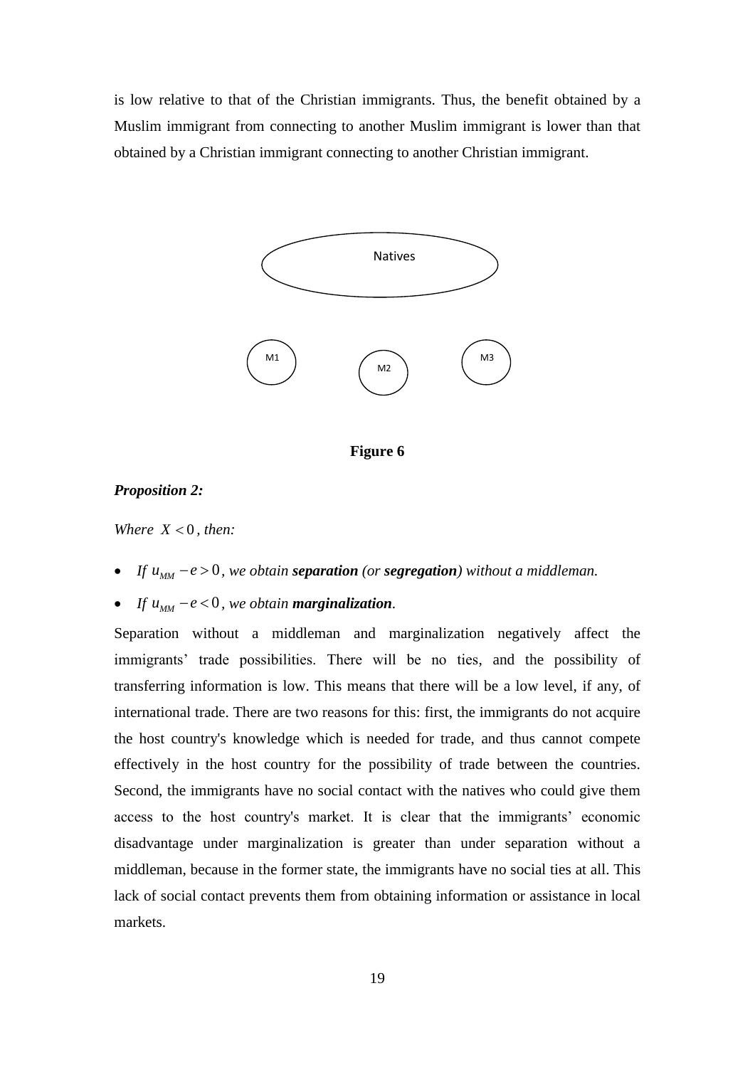is low relative to that of the Christian immigrants. Thus, the benefit obtained by a Muslim immigrant from connecting to another Muslim immigrant is lower than that obtained by a Christian immigrant connecting to another Christian immigrant.

Natives

M1 M2 M3

**Figure 6**

***Proposition 2:***

*Where $X < 0$, then:*

- *If $u_{MM} - e > 0$, we obtain **separation** (or **segregation**) without a middleman.*
- *If $u_{MM} - e < 0$, we obtain **marginalization**.*

Separation without a middleman and marginalization negatively affect the immigrants' trade possibilities. There will be no ties, and the possibility of transferring information is low. This means that there will be a low level, if any, of international trade. There are two reasons for this: first, the immigrants do not acquire the host country's knowledge which is needed for trade, and thus cannot compete effectively in the host country for the possibility of trade between the countries. Second, the immigrants have no social contact with the natives who could give them access to the host country's market. It is clear that the immigrants' economic disadvantage under marginalization is greater than under separation without a middleman, because in the former state, the immigrants have no social ties at all. This lack of social contact prevents them from obtaining information or assistance in local markets.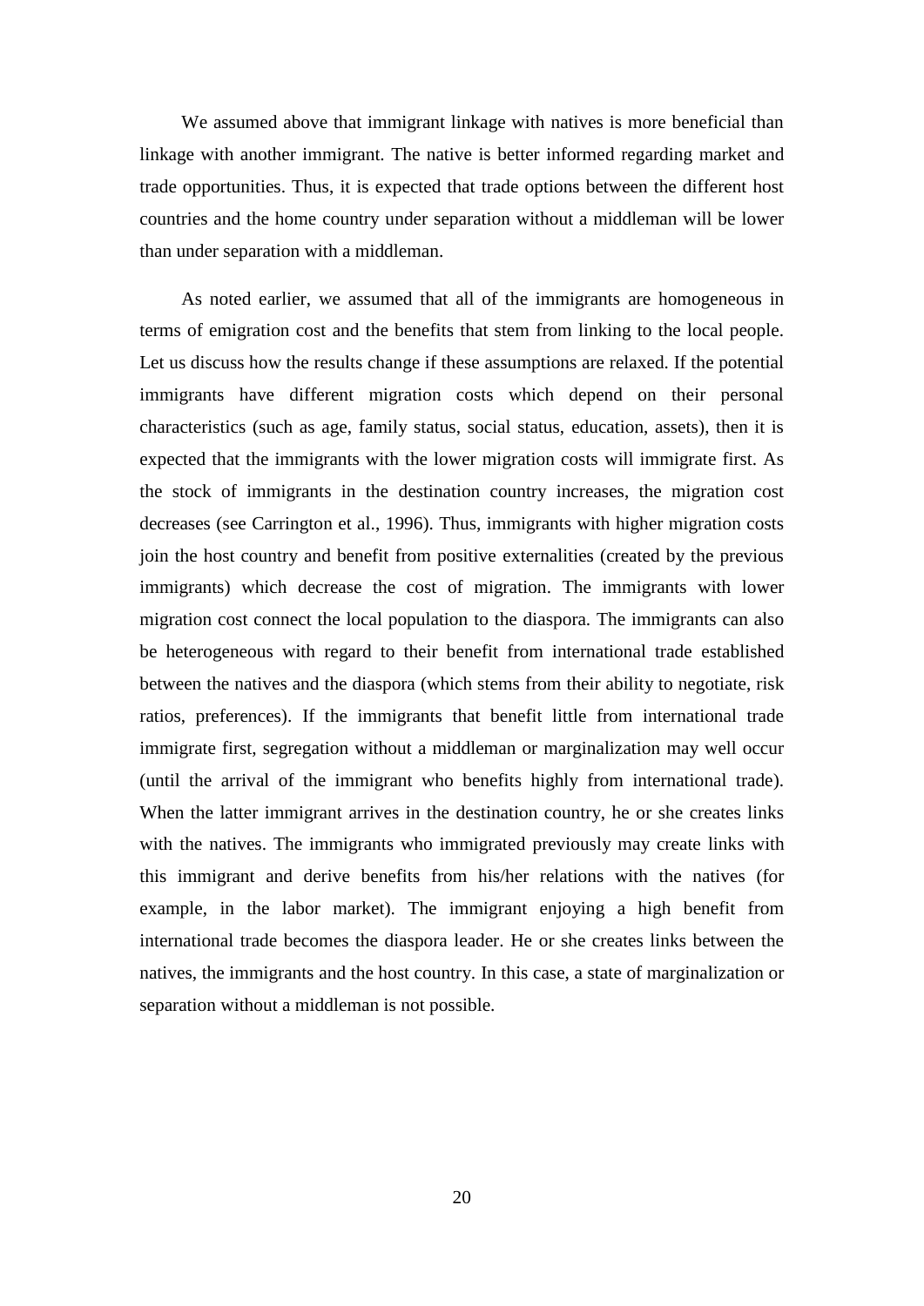We assumed above that immigrant linkage with natives is more beneficial than linkage with another immigrant. The native is better informed regarding market and trade opportunities. Thus, it is expected that trade options between the different host countries and the home country under separation without a middleman will be lower than under separation with a middleman.

As noted earlier, we assumed that all of the immigrants are homogeneous in terms of emigration cost and the benefits that stem from linking to the local people. Let us discuss how the results change if these assumptions are relaxed. If the potential immigrants have different migration costs which depend on their personal characteristics (such as age, family status, social status, education, assets), then it is expected that the immigrants with the lower migration costs will immigrate first. As the stock of immigrants in the destination country increases, the migration cost decreases (see Carrington et al., 1996). Thus, immigrants with higher migration costs join the host country and benefit from positive externalities (created by the previous immigrants) which decrease the cost of migration. The immigrants with lower migration cost connect the local population to the diaspora. The immigrants can also be heterogeneous with regard to their benefit from international trade established between the natives and the diaspora (which stems from their ability to negotiate, risk ratios, preferences). If the immigrants that benefit little from international trade immigrate first, segregation without a middleman or marginalization may well occur (until the arrival of the immigrant who benefits highly from international trade). When the latter immigrant arrives in the destination country, he or she creates links with the natives. The immigrants who immigrated previously may create links with this immigrant and derive benefits from his/her relations with the natives (for example, in the labor market). The immigrant enjoying a high benefit from international trade becomes the diaspora leader. He or she creates links between the natives, the immigrants and the host country. In this case, a state of marginalization or separation without a middleman is not possible.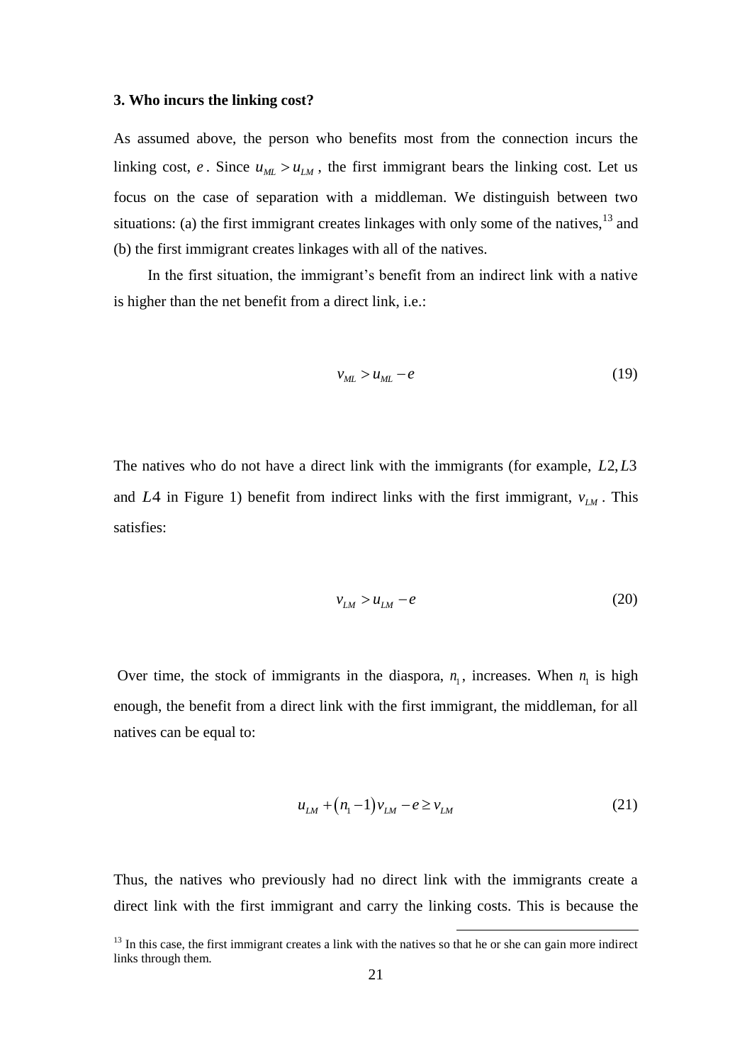### 3. Who incurs the linking cost?

As assumed above, the person who benefits most from the connection incurs the linking cost, $e$. Since $u_{ML} > u_{LM}$, the first immigrant bears the linking cost. Let us focus on the case of separation with a middleman. We distinguish between two situations: (a) the first immigrant creates linkages with only some of the natives,[13] and (b) the first immigrant creates linkages with all of the natives.

In the first situation, the immigrant's benefit from an indirect link with a native is higher than the net benefit from a direct link, i.e.:

$$v_{ML} > u_{ML} - e \tag{19}$$

The natives who do not have a direct link with the immigrants (for example, $L2, L3$ and $L4$ in Figure 1) benefit from indirect links with the first immigrant, $v_{LM}$. This satisfies:

$$v_{LM} > u_{LM} - e \tag{20}$$

Over time, the stock of immigrants in the diaspora, $n_1$, increases. When $n_1$ is high enough, the benefit from a direct link with the first immigrant, the middleman, for all natives can be equal to:

$$u_{LM} + (n_1 - 1)v_{LM} - e \geq v_{LM} \tag{21}$$

Thus, the natives who previously had no direct link with the immigrants create a direct link with the first immigrant and carry the linking costs. This is because the

[13] In this case, the first immigrant creates a link with the natives so that he or she can gain more indirect links through them.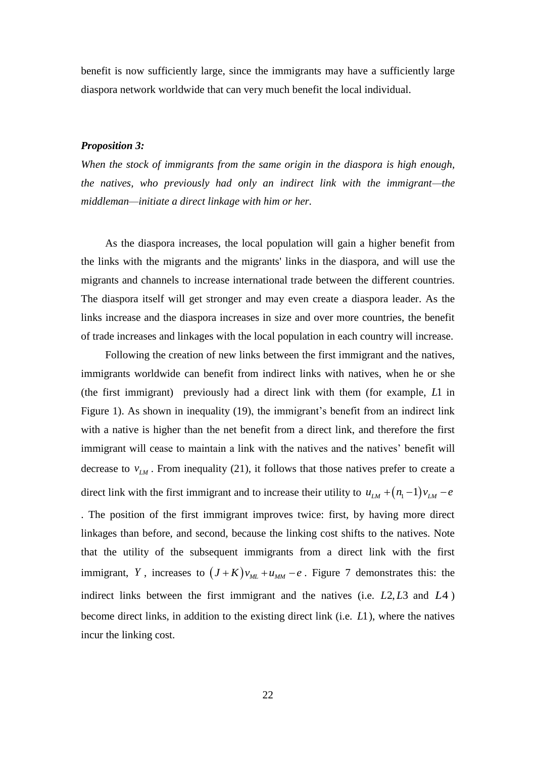benefit is now sufficiently large, since the immigrants may have a sufficiently large diaspora network worldwide that can very much benefit the local individual.

***Proposition 3:***

*When the stock of immigrants from the same origin in the diaspora is high enough, the natives, who previously had only an indirect link with the immigrant—the middleman—initiate a direct linkage with him or her.*

As the diaspora increases, the local population will gain a higher benefit from the links with the migrants and the migrants' links in the diaspora, and will use the migrants and channels to increase international trade between the different countries. The diaspora itself will get stronger and may even create a diaspora leader. As the links increase and the diaspora increases in size and over more countries, the benefit of trade increases and linkages with the local population in each country will increase.

Following the creation of new links between the first immigrant and the natives, immigrants worldwide can benefit from indirect links with natives, when he or she (the first immigrant) previously had a direct link with them (for example, $L1$ in Figure 1). As shown in inequality (19), the immigrant's benefit from an indirect link with a native is higher than the net benefit from a direct link, and therefore the first immigrant will cease to maintain a link with the natives and the natives' benefit will decrease to $v_{LM}$. From inequality (21), it follows that those natives prefer to create a direct link with the first immigrant and to increase their utility to $u_{LM}+(n_1-1)v_{LM}-e$. The position of the first immigrant improves twice: first, by having more direct linkages than before, and second, because the linking cost shifts to the natives. Note that the utility of the subsequent immigrants from a direct link with the first immigrant, $Y$, increases to $(J+K)v_{ML}+u_{MM}-e$. Figure 7 demonstrates this: the indirect links between the first immigrant and the natives (i.e. $L2, L3$ and $L4$) become direct links, in addition to the existing direct link (i.e. $L1$), where the natives incur the linking cost.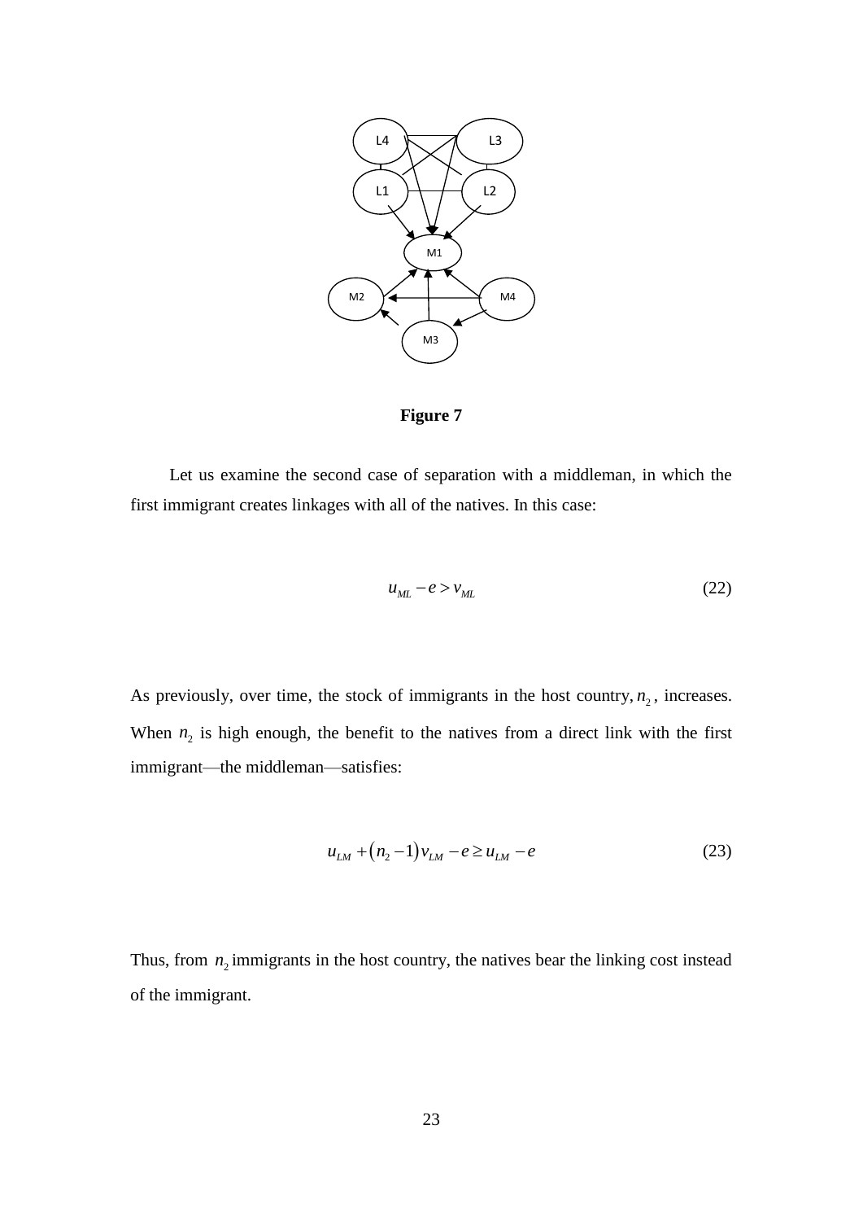**Figure 7**

Let us examine the second case of separation with a middleman, in which the first immigrant creates linkages with all of the natives. In this case:

$$u_{ML} - e > v_{ML} \tag{22}$$

As previously, over time, the stock of immigrants in the host country, $n_2$, increases. When $n_2$ is high enough, the benefit to the natives from a direct link with the first immigrant—the middleman—satisfies:

$$u_{LM} + (n_2 - 1)v_{LM} - e \geq u_{LM} - e \tag{23}$$

Thus, from $n_2$ immigrants in the host country, the natives bear the linking cost instead of the immigrant.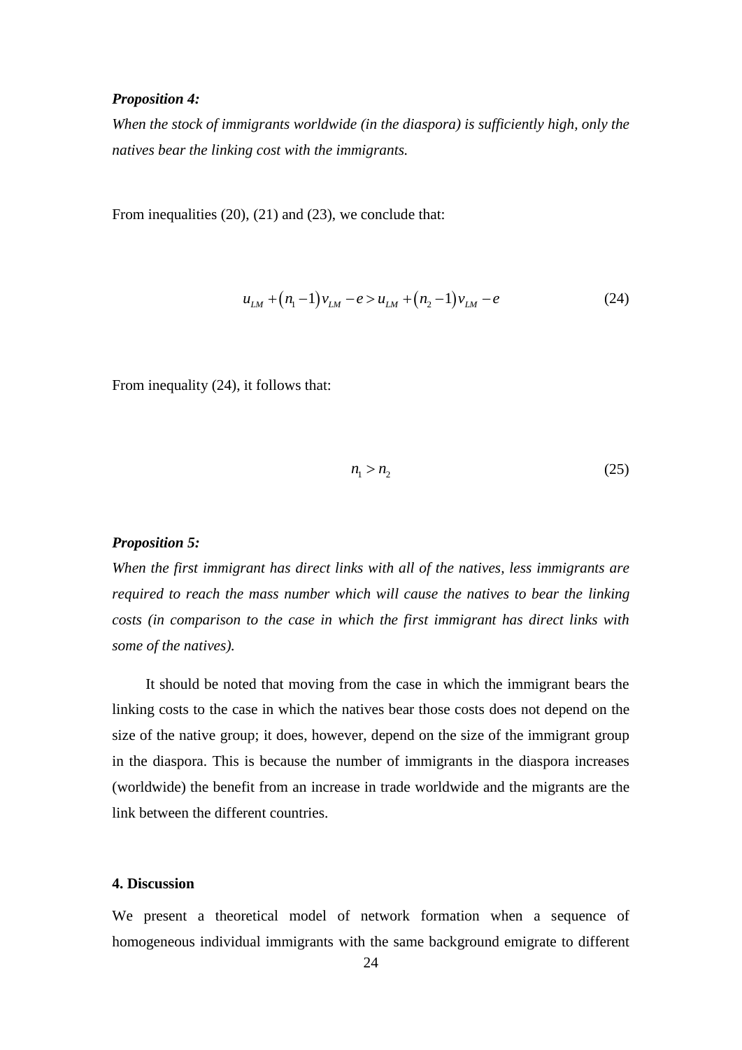***Proposition 4:***

*When the stock of immigrants worldwide (in the diaspora) is sufficiently high, only the natives bear the linking cost with the immigrants.*

From inequalities (20), (21) and (23), we conclude that:

$$u_{LM} + (n_1 - 1)v_{LM} - e > u_{LM} + (n_2 - 1)v_{LM} - e \tag{24}$$

From inequality (24), it follows that:

$$n_1 > n_2 \tag{25}$$

***Proposition 5:***

*When the first immigrant has direct links with all of the natives, less immigrants are required to reach the mass number which will cause the natives to bear the linking costs (in comparison to the case in which the first immigrant has direct links with some of the natives).*

It should be noted that moving from the case in which the immigrant bears the linking costs to the case in which the natives bear those costs does not depend on the size of the native group; it does, however, depend on the size of the immigrant group in the diaspora. This is because the number of immigrants in the diaspora increases (worldwide) the benefit from an increase in trade worldwide and the migrants are the link between the different countries.

## 4. Discussion

We present a theoretical model of network formation when a sequence of homogeneous individual immigrants with the same background emigrate to different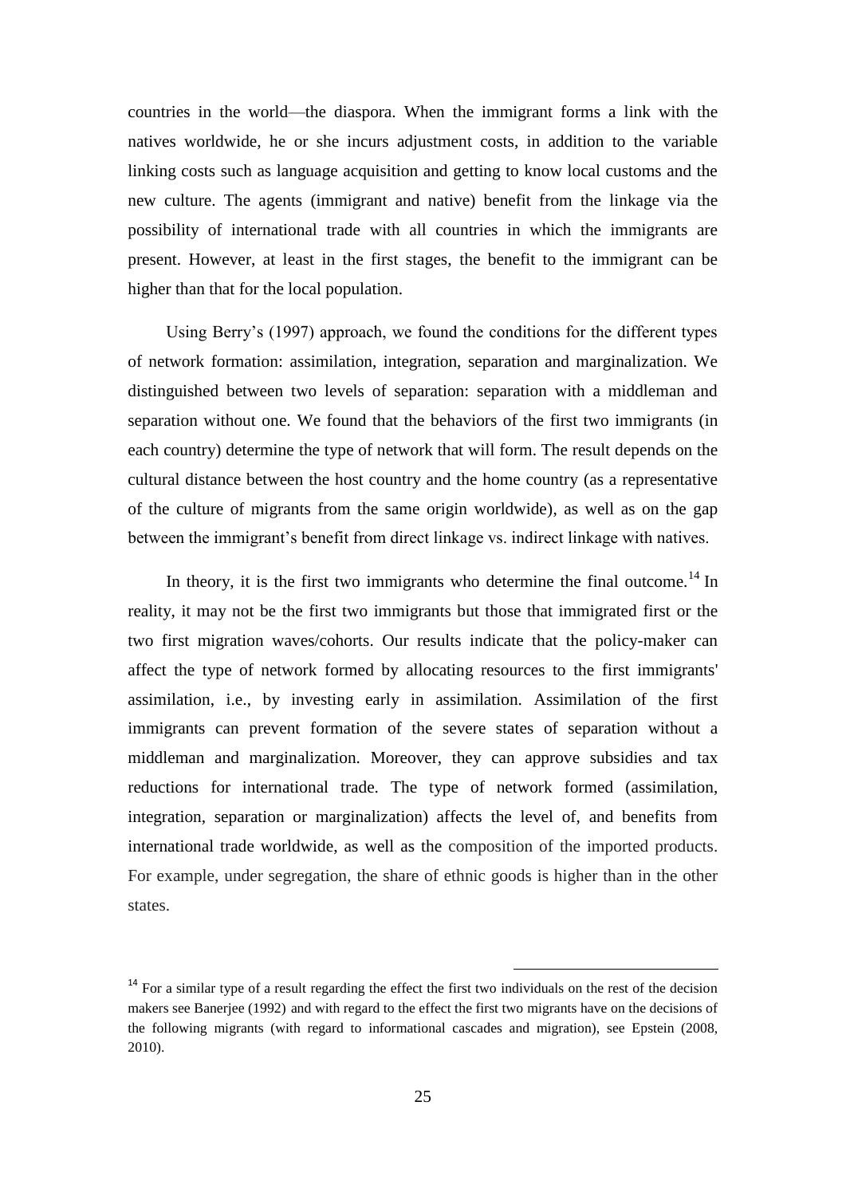countries in the world—the diaspora. When the immigrant forms a link with the natives worldwide, he or she incurs adjustment costs, in addition to the variable linking costs such as language acquisition and getting to know local customs and the new culture. The agents (immigrant and native) benefit from the linkage via the possibility of international trade with all countries in which the immigrants are present. However, at least in the first stages, the benefit to the immigrant can be higher than that for the local population.

Using Berry's (1997) approach, we found the conditions for the different types of network formation: assimilation, integration, separation and marginalization. We distinguished between two levels of separation: separation with a middleman and separation without one. We found that the behaviors of the first two immigrants (in each country) determine the type of network that will form. The result depends on the cultural distance between the host country and the home country (as a representative of the culture of migrants from the same origin worldwide), as well as on the gap between the immigrant's benefit from direct linkage vs. indirect linkage with natives.

In theory, it is the first two immigrants who determine the final outcome.[14] In reality, it may not be the first two immigrants but those that immigrated first or the two first migration waves/cohorts. Our results indicate that the policy-maker can affect the type of network formed by allocating resources to the first immigrants' assimilation, i.e., by investing early in assimilation. Assimilation of the first immigrants can prevent formation of the severe states of separation without a middleman and marginalization. Moreover, they can approve subsidies and tax reductions for international trade. The type of network formed (assimilation, integration, separation or marginalization) affects the level of, and benefits from international trade worldwide, as well as the composition of the imported products. For example, under segregation, the share of ethnic goods is higher than in the other states.

[14] For a similar type of a result regarding the effect the first two individuals on the rest of the decision makers see Banerjee (1992) and with regard to the effect the first two migrants have on the decisions of the following migrants (with regard to informational cascades and migration), see Epstein (2008, 2010).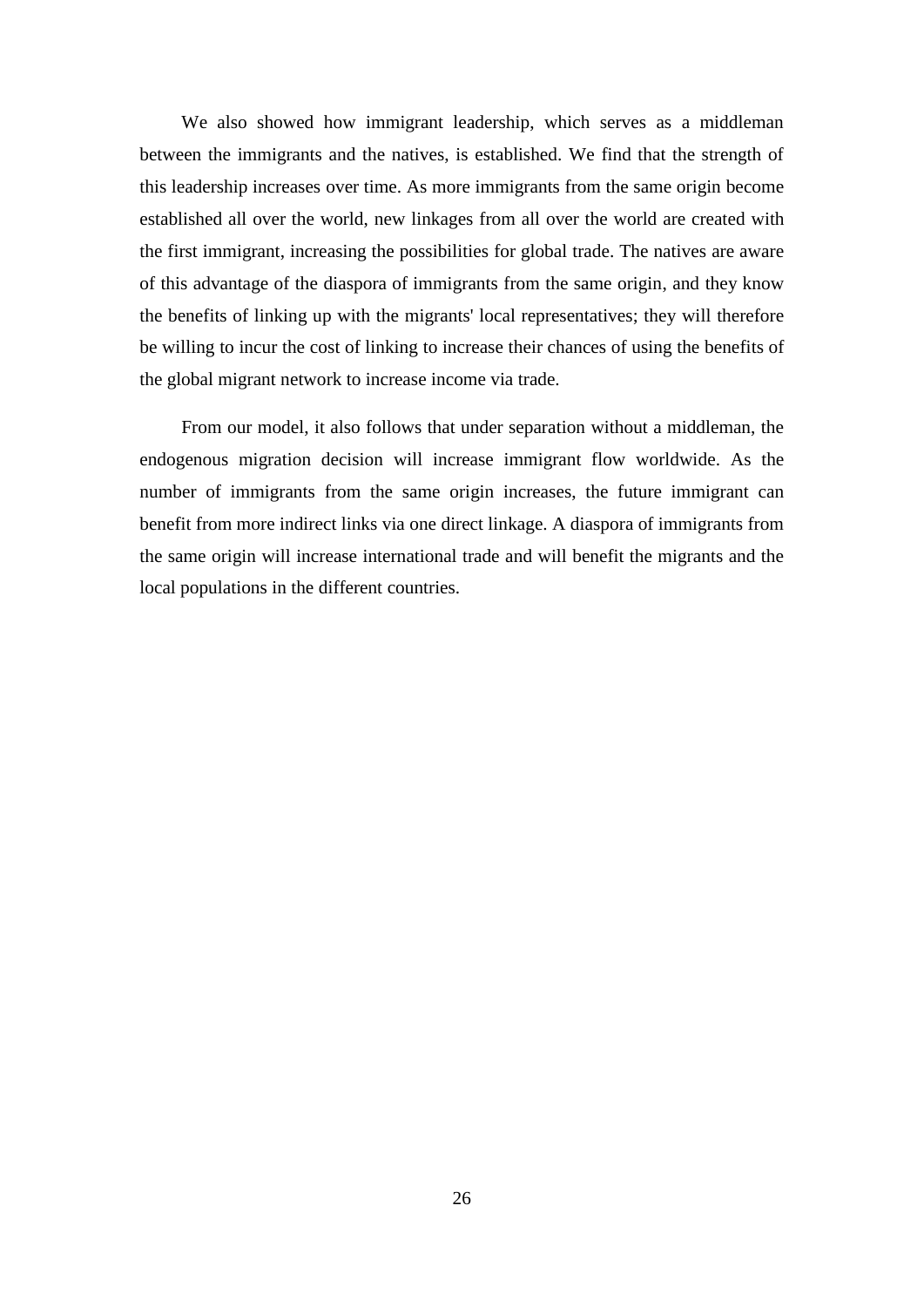We also showed how immigrant leadership, which serves as a middleman between the immigrants and the natives, is established. We find that the strength of this leadership increases over time. As more immigrants from the same origin become established all over the world, new linkages from all over the world are created with the first immigrant, increasing the possibilities for global trade. The natives are aware of this advantage of the diaspora of immigrants from the same origin, and they know the benefits of linking up with the migrants' local representatives; they will therefore be willing to incur the cost of linking to increase their chances of using the benefits of the global migrant network to increase income via trade.

From our model, it also follows that under separation without a middleman, the endogenous migration decision will increase immigrant flow worldwide. As the number of immigrants from the same origin increases, the future immigrant can benefit from more indirect links via one direct linkage. A diaspora of immigrants from the same origin will increase international trade and will benefit the migrants and the local populations in the different countries.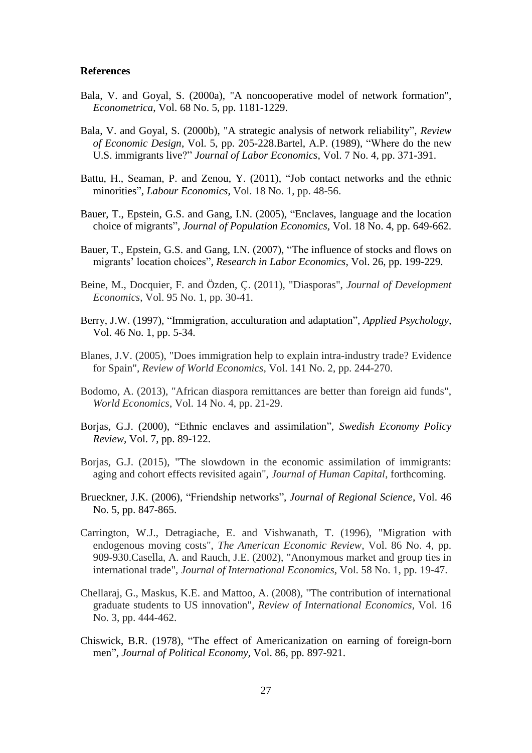**References**

Bala, V. and Goyal, S. (2000a), "A noncooperative model of network formation", *Econometrica*, Vol. 68 No. 5, pp. 1181-1229.

Bala, V. and Goyal, S. (2000b), "A strategic analysis of network reliability", *Review of Economic Design*, Vol. 5, pp. 205-228.Bartel, A.P. (1989), "Where do the new U.S. immigrants live?" *Journal of Labor Economics*, Vol. 7 No. 4, pp. 371-391.

Battu, H., Seaman, P. and Zenou, Y. (2011), "Job contact networks and the ethnic minorities", *Labour Economics*, Vol. 18 No. 1, pp. 48-56.

Bauer, T., Epstein, G.S. and Gang, I.N. (2005), "Enclaves, language and the location choice of migrants", *Journal of Population Economics*, Vol. 18 No. 4, pp. 649-662.

Bauer, T., Epstein, G.S. and Gang, I.N. (2007), "The influence of stocks and flows on migrants' location choices", *Research in Labor Economics*, Vol. 26, pp. 199-229.

Beine, M., Docquier, F. and Özden, Ç. (2011), "Diasporas", *Journal of Development Economics*, Vol. 95 No. 1, pp. 30-41.

Berry, J.W. (1997), "Immigration, acculturation and adaptation", *Applied Psychology*, Vol. 46 No. 1, pp. 5-34.

Blanes, J.V. (2005), "Does immigration help to explain intra-industry trade? Evidence for Spain", *Review of World Economics*, Vol. 141 No. 2, pp. 244-270.

Bodomo, A. (2013), "African diaspora remittances are better than foreign aid funds", *World Economics*, Vol. 14 No. 4, pp. 21-29.

Borjas, G.J. (2000), "Ethnic enclaves and assimilation", *Swedish Economy Policy Review*, Vol. 7, pp. 89-122.

Borjas, G.J. (2015), "The slowdown in the economic assimilation of immigrants: aging and cohort effects revisited again", *Journal of Human Capital*, forthcoming.

Brueckner, J.K. (2006), "Friendship networks", *Journal of Regional Science*, Vol. 46 No. 5, pp. 847-865.

Carrington, W.J., Detragiache, E. and Vishwanath, T. (1996), "Migration with endogenous moving costs", *The American Economic Review*, Vol. 86 No. 4, pp. 909-930.Casella, A. and Rauch, J.E. (2002), "Anonymous market and group ties in international trade", *Journal of International Economics*, Vol. 58 No. 1, pp. 19-47.

Chellaraj, G., Maskus, K.E. and Mattoo, A. (2008), "The contribution of international graduate students to US innovation", *Review of International Economics*, Vol. 16 No. 3, pp. 444-462.

Chiswick, B.R. (1978), "The effect of Americanization on earning of foreign-born men", *Journal of Political Economy*, Vol. 86, pp. 897-921.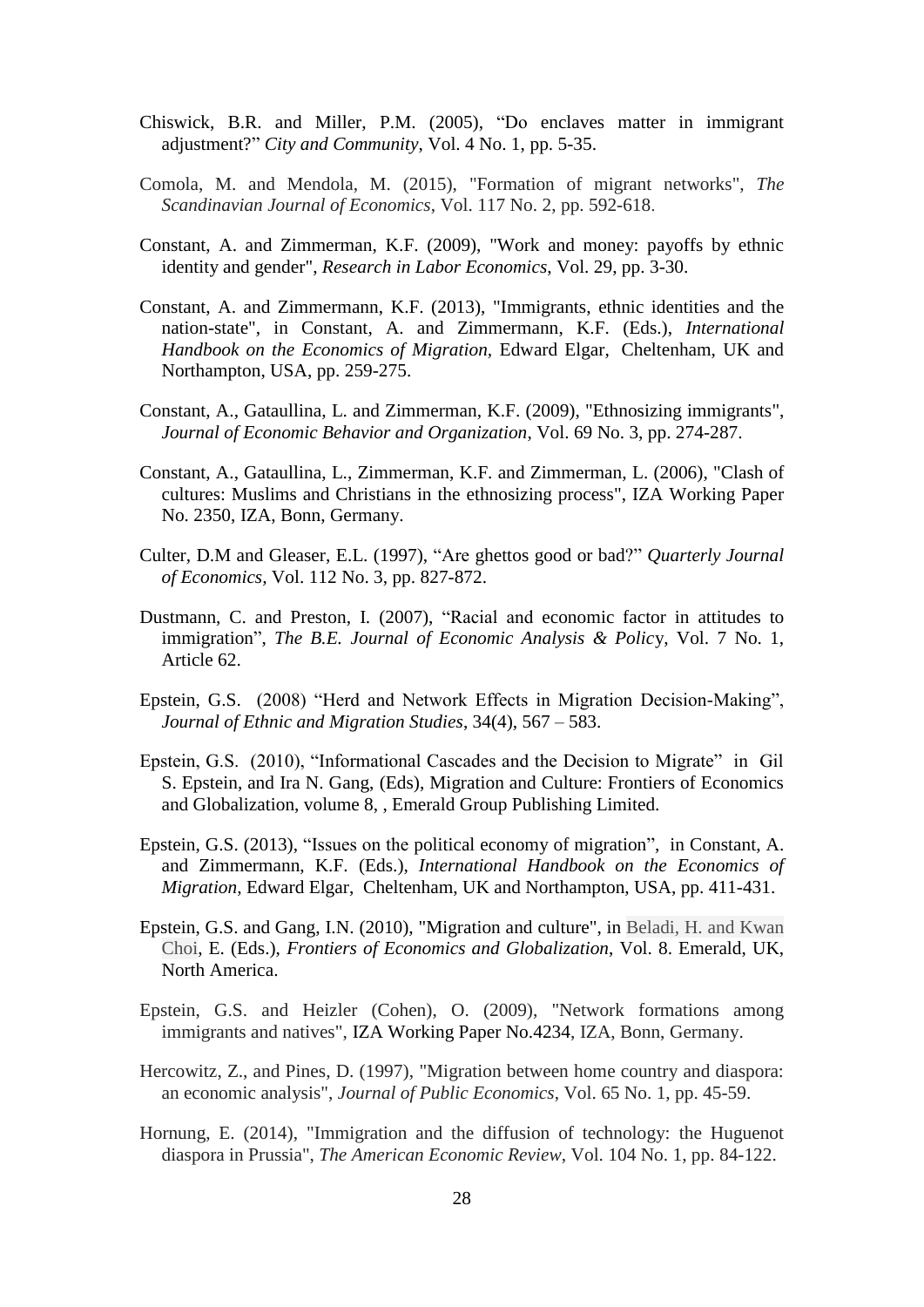Chiswick, B.R. and Miller, P.M. (2005), “Do enclaves matter in immigrant adjustment?” *City and Community*, Vol. 4 No. 1, pp. 5-35.

Comola, M. and Mendola, M. (2015), "Formation of migrant networks", *The Scandinavian Journal of Economics*, Vol. 117 No. 2, pp. 592-618.

Constant, A. and Zimmerman, K.F. (2009), "Work and money: payoffs by ethnic identity and gender", *Research in Labor Economics*, Vol. 29, pp. 3-30.

Constant, A. and Zimmermann, K.F. (2013), "Immigrants, ethnic identities and the nation-state", in Constant, A. and Zimmermann, K.F. (Eds.), *International Handbook on the Economics of Migration*, Edward Elgar, Cheltenham, UK and Northampton, USA, pp. 259-275.

Constant, A., Gataullina, L. and Zimmerman, K.F. (2009), "Ethnosizing immigrants", *Journal of Economic Behavior and Organization*, Vol. 69 No. 3, pp. 274-287.

Constant, A., Gataullina, L., Zimmerman, K.F. and Zimmerman, L. (2006), "Clash of cultures: Muslims and Christians in the ethnosizing process", IZA Working Paper No. 2350, IZA, Bonn, Germany.

Culter, D.M and Gleaser, E.L. (1997), “Are ghettos good or bad?” *Quarterly Journal of Economics,* Vol. 112 No. 3, pp. 827-872.

Dustmann, C. and Preston, I. (2007), “Racial and economic factor in attitudes to immigration”, *The B.E. Journal of Economic Analysis & Policy*, Vol. 7 No. 1, Article 62.

Epstein, G.S. (2008) “Herd and Network Effects in Migration Decision-Making”, *Journal of Ethnic and Migration Studies*, 34(4), 567 – 583.

Epstein, G.S. (2010), “Informational Cascades and the Decision to Migrate” in Gil S. Epstein, and Ira N. Gang, (Eds), Migration and Culture: Frontiers of Economics and Globalization, volume 8, , Emerald Group Publishing Limited.

Epstein, G.S. (2013), “Issues on the political economy of migration”, in Constant, A. and Zimmermann, K.F. (Eds.), *International Handbook on the Economics of Migration*, Edward Elgar, Cheltenham, UK and Northampton, USA, pp. 411-431.

Epstein, G.S. and Gang, I.N. (2010), "Migration and culture", in Beladi, H. and Kwan Choi, E. (Eds.), *Frontiers of Economics and Globalization*, Vol. 8. Emerald, UK, North America.

Epstein, G.S. and Heizler (Cohen), O. (2009), "Network formations among immigrants and natives", IZA Working Paper No.4234, IZA, Bonn, Germany.

Hercowitz, Z., and Pines, D. (1997), "Migration between home country and diaspora: an economic analysis", *Journal of Public Economics*, Vol. 65 No. 1, pp. 45-59.

Hornung, E. (2014), "Immigration and the diffusion of technology: the Huguenot diaspora in Prussia", *The American Economic Review*, Vol. 104 No. 1, pp. 84-122.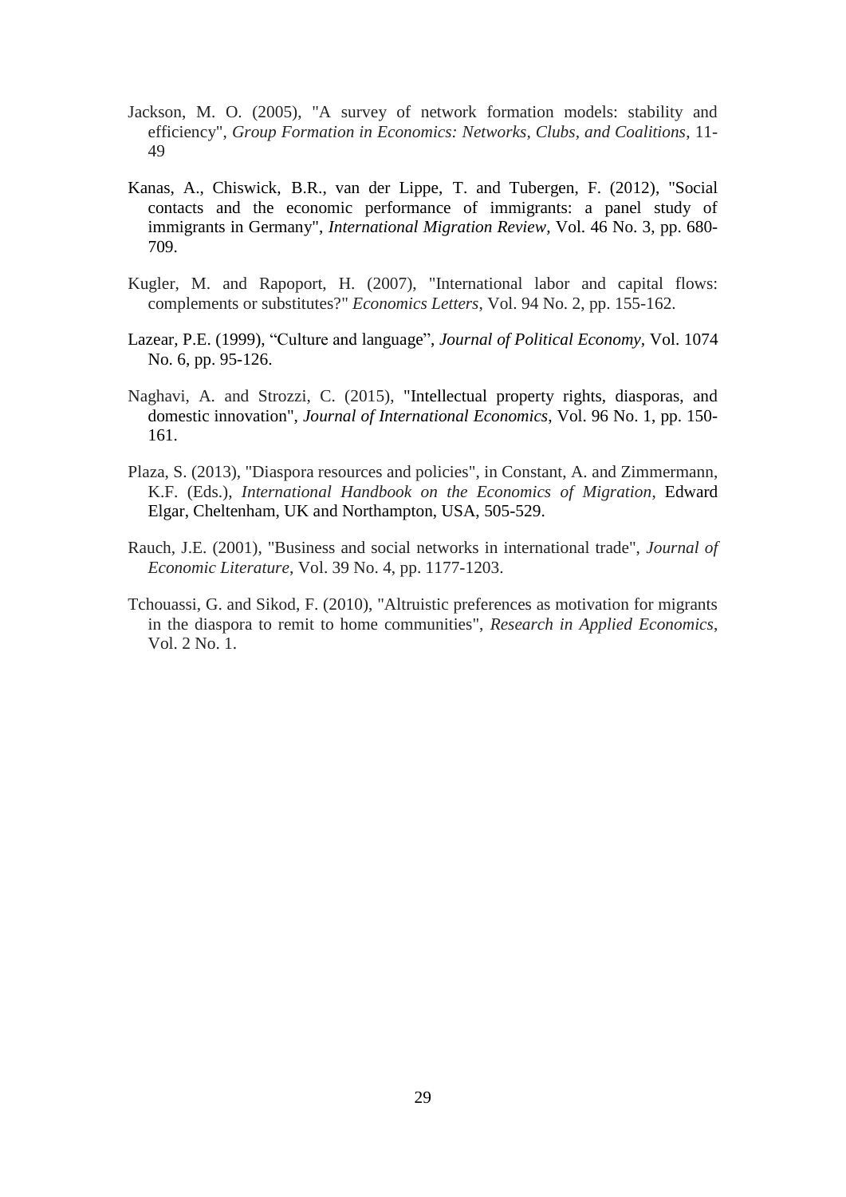Jackson, M. O. (2005), "A survey of network formation models: stability and efficiency", *Group Formation in Economics: Networks, Clubs, and Coalitions*, 11-49

Kanas, A., Chiswick, B.R., van der Lippe, T. and Tubergen, F. (2012), "Social contacts and the economic performance of immigrants: a panel study of immigrants in Germany", *International Migration Review*, Vol. 46 No. 3, pp. 680-709.

Kugler, M. and Rapoport, H. (2007), "International labor and capital flows: complements or substitutes?" *Economics Letters*, Vol. 94 No. 2, pp. 155-162.

Lazear, P.E. (1999), "Culture and language", *Journal of Political Economy*, Vol. 1074 No. 6, pp. 95-126.

Naghavi, A. and Strozzi, C. (2015), "Intellectual property rights, diasporas, and domestic innovation", *Journal of International Economics*, Vol. 96 No. 1, pp. 150-161.

Plaza, S. (2013), "Diaspora resources and policies", in Constant, A. and Zimmermann, K.F. (Eds.), *International Handbook on the Economics of Migration*, Edward Elgar, Cheltenham, UK and Northampton, USA, 505-529.

Rauch, J.E. (2001), "Business and social networks in international trade", *Journal of Economic Literature*, Vol. 39 No. 4, pp. 1177-1203.

Tchouassi, G. and Sikod, F. (2010), "Altruistic preferences as motivation for migrants in the diaspora to remit to home communities", *Research in Applied Economics*, Vol. 2 No. 1.